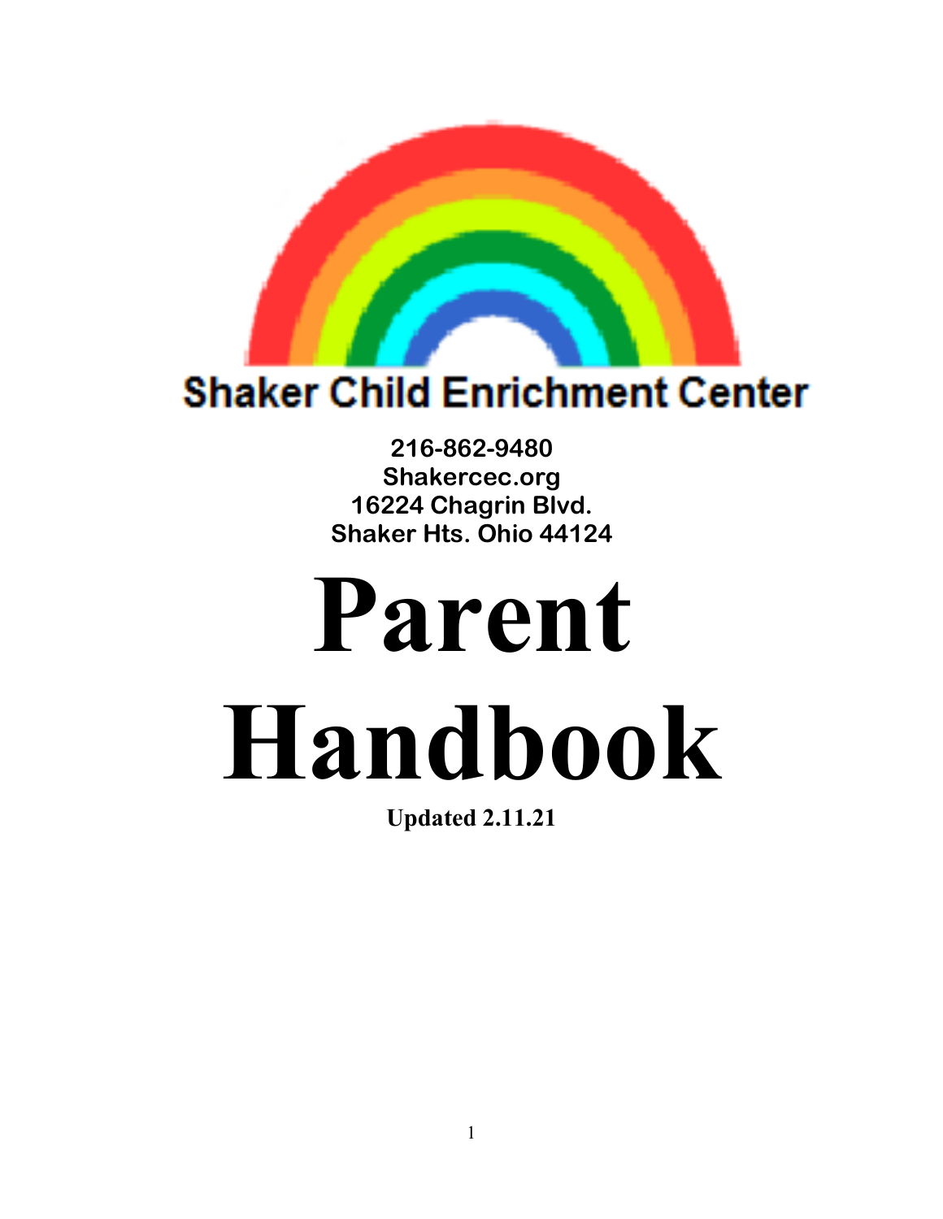Shaker Child Enrichment Center

**216-862-9480**
**Shakercec.org**
**16224 Chagrin Blvd.**
**Shaker Hts. Ohio 44124**

# Parent Handbook

**Updated 2.11.21**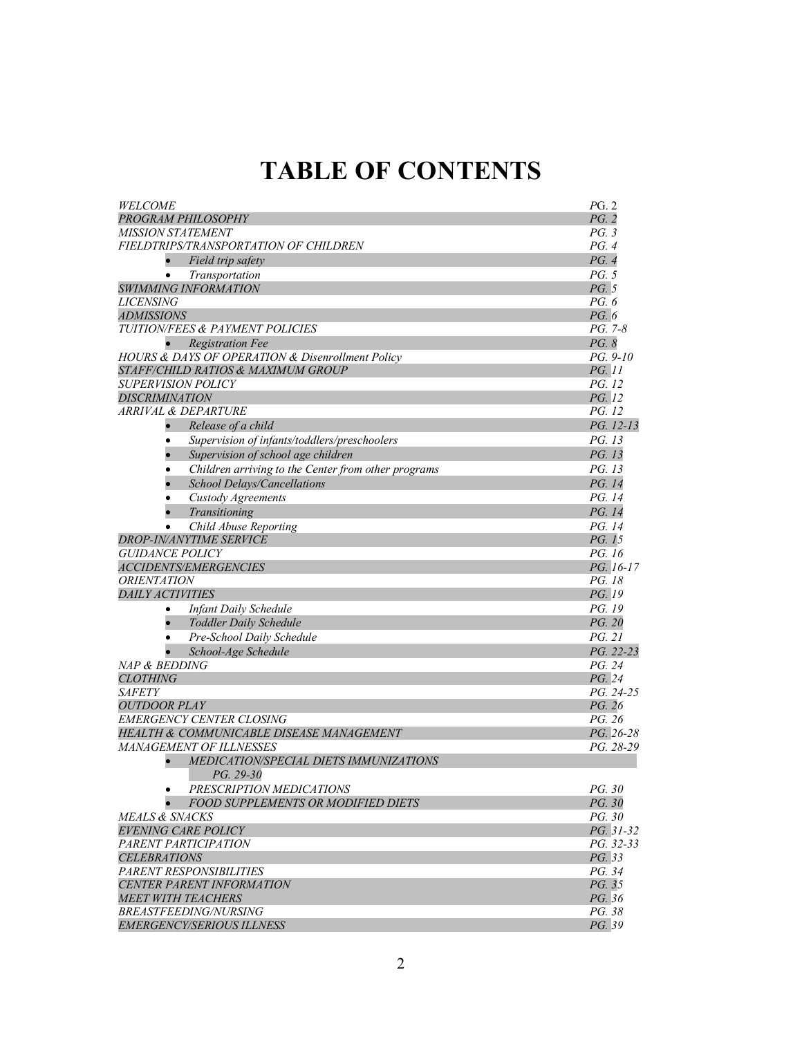# TABLE OF CONTENTS

| | |
|---|---|
| *WELCOME* | *PG. 2* |
| *PROGRAM PHILOSOPHY* | *PG. 2* |
| *MISSION STATEMENT* | *PG. 3* |
| *FIELDTRIPS/TRANSPORTATION OF CHILDREN* | *PG. 4* |
| • *Field trip safety* | *PG. 4* |
| • *Transportation* | *PG. 5* |
| *SWIMMING INFORMATION* | *PG. 5* |
| *LICENSING* | *PG. 6* |
| *ADMISSIONS* | *PG. 6* |
| *TUITION/FEES & PAYMENT POLICIES* | *PG. 7-8* |
| • *Registration Fee* | *PG. 8* |
| *HOURS & DAYS OF OPERATION & Disenrollment Policy* | *PG. 9-10* |
| *STAFF/CHILD RATIOS & MAXIMUM GROUP* | *PG. 11* |
| *SUPERVISION POLICY* | *PG. 12* |
| *DISCRIMINATION* | *PG. 12* |
| *ARRIVAL & DEPARTURE* | *PG. 12* |
| • *Release of a child* | *PG. 12-13* |
| • *Supervision of infants/toddlers/preschoolers* | *PG. 13* |
| • *Supervision of school age children* | *PG. 13* |
| • *Children arriving to the Center from other programs* | *PG. 13* |
| • *School Delays/Cancellations* | *PG. 14* |
| • *Custody Agreements* | *PG. 14* |
| • *Transitioning* | *PG. 14* |
| • *Child Abuse Reporting* | *PG. 14* |
| *DROP-IN/ANYTIME SERVICE* | *PG. 15* |
| *GUIDANCE POLICY* | *PG. 16* |
| *ACCIDENTS/EMERGENCIES* | *PG. 16-17* |
| *ORIENTATION* | *PG. 18* |
| *DAILY ACTIVITIES* | *PG. 19* |
| • *Infant Daily Schedule* | *PG. 19* |
| • *Toddler Daily Schedule* | *PG. 20* |
| • *Pre-School Daily Schedule* | *PG. 21* |
| • *School-Age Schedule* | *PG. 22-23* |
| *NAP & BEDDING* | *PG. 24* |
| *CLOTHING* | *PG. 24* |
| *SAFETY* | *PG. 24-25* |
| *OUTDOOR PLAY* | *PG. 26* |
| *EMERGENCY CENTER CLOSING* | *PG. 26* |
| *HEALTH & COMMUNICABLE DISEASE MANAGEMENT* | *PG. 26-28* |
| *MANAGEMENT OF ILLNESSES* | *PG. 28-29* |
| • *MEDICATION/SPECIAL DIETS IMMUNIZATIONS PG. 29-30* | |
| • *PRESCRIPTION MEDICATIONS* | *PG. 30* |
| • *FOOD SUPPLEMENTS OR MODIFIED DIETS* | *PG. 30* |
| *MEALS & SNACKS* | *PG. 30* |
| *EVENING CARE POLICY* | *PG. 31-32* |
| *PARENT PARTICIPATION* | *PG. 32-33* |
| *CELEBRATIONS* | *PG. 33* |
| *PARENT RESPONSIBILITIES* | *PG. 34* |
| *CENTER PARENT INFORMATION* | *PG. 35* |
| *MEET WITH TEACHERS* | *PG. 36* |
| *BREASTFEEDING/NURSING* | *PG. 38* |
| *EMERGENCY/SERIOUS ILLNESS* | *PG. 39* |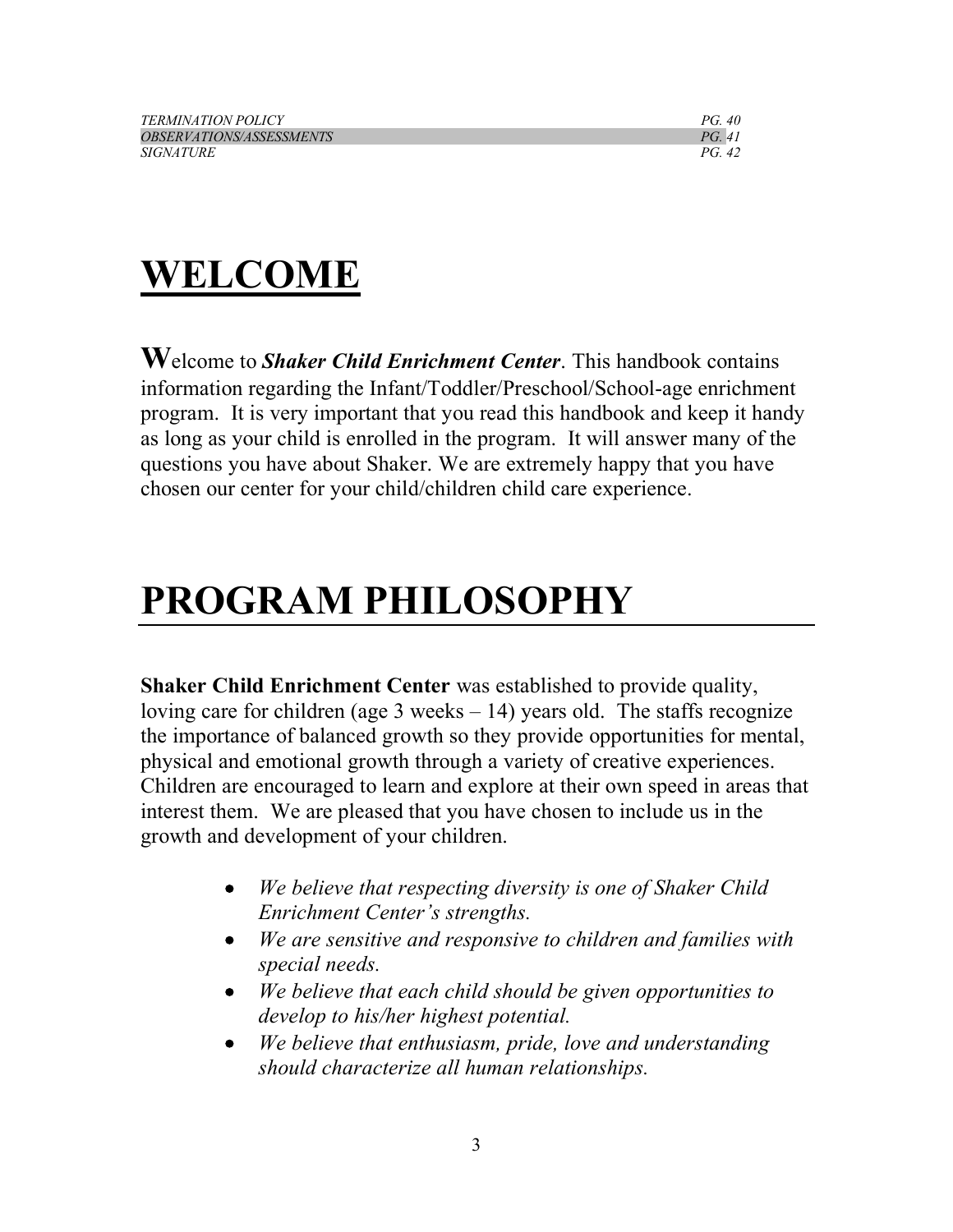| | |
|---|---|
| *TERMINATION POLICY* | *PG. 40* |
| *OBSERVATIONS/ASSESSMENTS* | *PG. 41* |
| *SIGNATURE* | *PG. 42* |

# WELCOME

Welcome to ***Shaker Child Enrichment Center***. This handbook contains information regarding the Infant/Toddler/Preschool/School-age enrichment program. It is very important that you read this handbook and keep it handy as long as your child is enrolled in the program. It will answer many of the questions you have about Shaker. We are extremely happy that you have chosen our center for your child/children child care experience.

# PROGRAM PHILOSOPHY

**Shaker Child Enrichment Center** was established to provide quality, loving care for children (age 3 weeks – 14) years old. The staffs recognize the importance of balanced growth so they provide opportunities for mental, physical and emotional growth through a variety of creative experiences. Children are encouraged to learn and explore at their own speed in areas that interest them. We are pleased that you have chosen to include us in the growth and development of your children.

- *We believe that respecting diversity is one of Shaker Child Enrichment Center's strengths.*
- *We are sensitive and responsive to children and families with special needs.*
- *We believe that each child should be given opportunities to develop to his/her highest potential.*
- *We believe that enthusiasm, pride, love and understanding should characterize all human relationships.*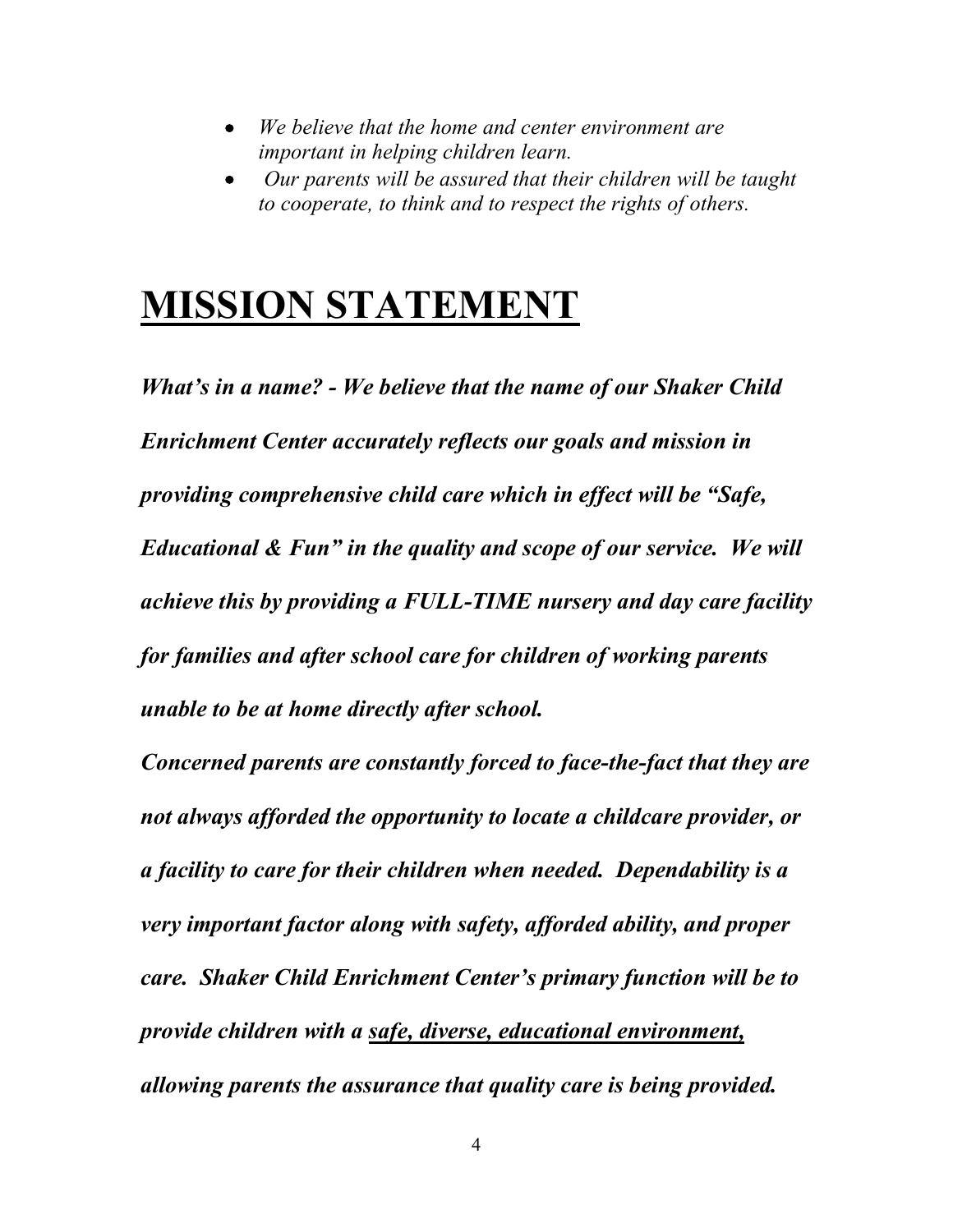- *We believe that the home and center environment are important in helping children learn.*
- *Our parents will be assured that their children will be taught to cooperate, to think and to respect the rights of others.*

# MISSION STATEMENT

***What's in a name? - We believe that the name of our Shaker Child Enrichment Center accurately reflects our goals and mission in providing comprehensive child care which in effect will be "Safe, Educational & Fun" in the quality and scope of our service. We will achieve this by providing a FULL-TIME nursery and day care facility for families and after school care for children of working parents unable to be at home directly after school.***

***Concerned parents are constantly forced to face-the-fact that they are not always afforded the opportunity to locate a childcare provider, or a facility to care for their children when needed. Dependability is a very important factor along with safety, afforded ability, and proper care. Shaker Child Enrichment Center's primary function will be to provide children with a <u>safe, diverse, educational environment,</u> allowing parents the assurance that quality care is being provided.***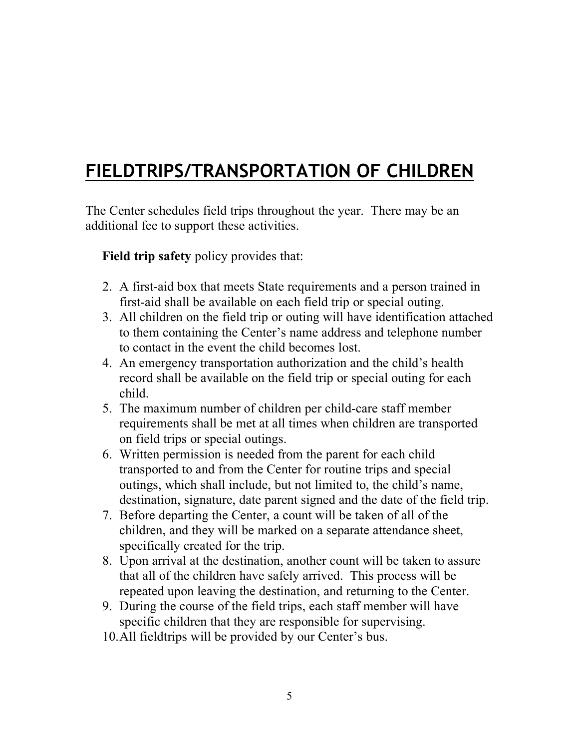# FIELDTRIPS/TRANSPORTATION OF CHILDREN

The Center schedules field trips throughout the year. There may be an additional fee to support these activities.

**Field trip safety** policy provides that:

2. A first-aid box that meets State requirements and a person trained in first-aid shall be available on each field trip or special outing.
3. All children on the field trip or outing will have identification attached to them containing the Center's name address and telephone number to contact in the event the child becomes lost.
4. An emergency transportation authorization and the child's health record shall be available on the field trip or special outing for each child.
5. The maximum number of children per child-care staff member requirements shall be met at all times when children are transported on field trips or special outings.
6. Written permission is needed from the parent for each child transported to and from the Center for routine trips and special outings, which shall include, but not limited to, the child's name, destination, signature, date parent signed and the date of the field trip.
7. Before departing the Center, a count will be taken of all of the children, and they will be marked on a separate attendance sheet, specifically created for the trip.
8. Upon arrival at the destination, another count will be taken to assure that all of the children have safely arrived. This process will be repeated upon leaving the destination, and returning to the Center.
9. During the course of the field trips, each staff member will have specific children that they are responsible for supervising.
10. All fieldtrips will be provided by our Center's bus.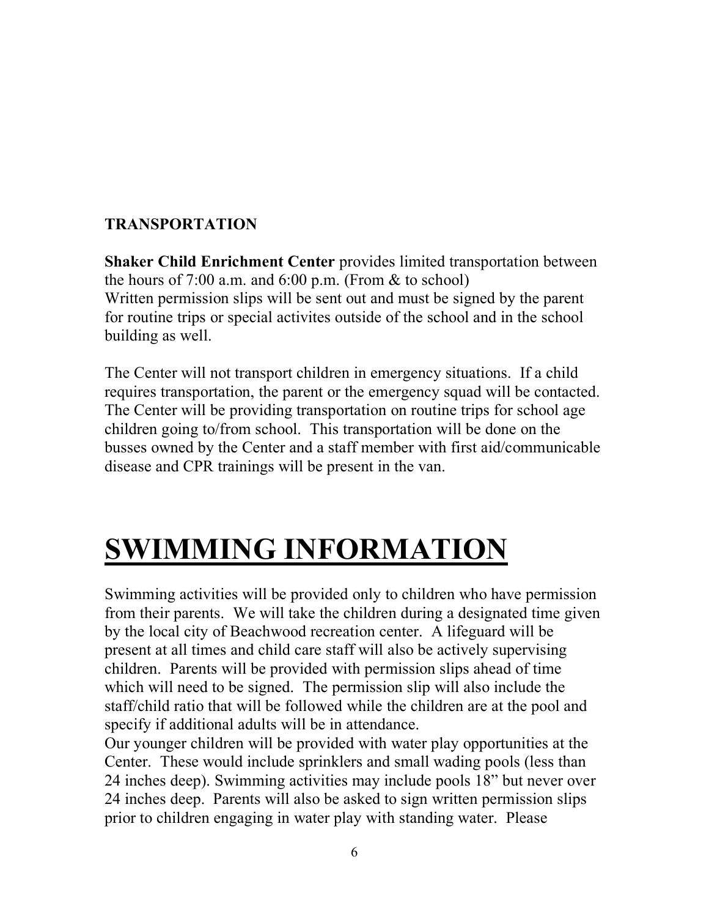**TRANSPORTATION**

**Shaker Child Enrichment Center** provides limited transportation between the hours of 7:00 a.m. and 6:00 p.m. (From & to school)
Written permission slips will be sent out and must be signed by the parent for routine trips or special activites outside of the school and in the school building as well.

The Center will not transport children in emergency situations. If a child requires transportation, the parent or the emergency squad will be contacted. The Center will be providing transportation on routine trips for school age children going to/from school. This transportation will be done on the busses owned by the Center and a staff member with first aid/communicable disease and CPR trainings will be present in the van.

# SWIMMING INFORMATION

Swimming activities will be provided only to children who have permission from their parents. We will take the children during a designated time given by the local city of Beachwood recreation center. A lifeguard will be present at all times and child care staff will also be actively supervising children. Parents will be provided with permission slips ahead of time which will need to be signed. The permission slip will also include the staff/child ratio that will be followed while the children are at the pool and specify if additional adults will be in attendance.
Our younger children will be provided with water play opportunities at the Center. These would include sprinklers and small wading pools (less than 24 inches deep). Swimming activities may include pools 18" but never over 24 inches deep. Parents will also be asked to sign written permission slips prior to children engaging in water play with standing water. Please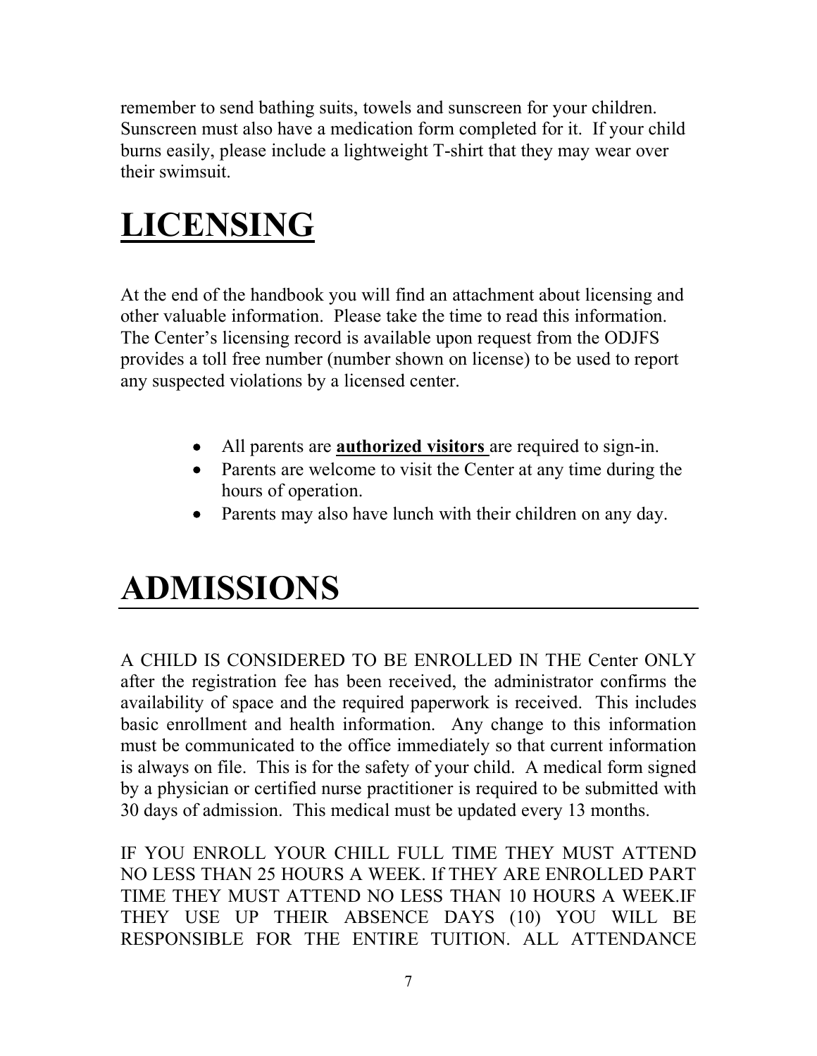remember to send bathing suits, towels and sunscreen for your children. Sunscreen must also have a medication form completed for it. If your child burns easily, please include a lightweight T-shirt that they may wear over their swimsuit.

# LICENSING

At the end of the handbook you will find an attachment about licensing and other valuable information. Please take the time to read this information. The Center's licensing record is available upon request from the ODJFS provides a toll free number (number shown on license) to be used to report any suspected violations by a licensed center.

- All parents are **authorized visitors** are required to sign-in.
- Parents are welcome to visit the Center at any time during the hours of operation.
- Parents may also have lunch with their children on any day.

# ADMISSIONS

A CHILD IS CONSIDERED TO BE ENROLLED IN THE Center ONLY after the registration fee has been received, the administrator confirms the availability of space and the required paperwork is received. This includes basic enrollment and health information. Any change to this information must be communicated to the office immediately so that current information is always on file. This is for the safety of your child. A medical form signed by a physician or certified nurse practitioner is required to be submitted with 30 days of admission. This medical must be updated every 13 months.

IF YOU ENROLL YOUR CHILL FULL TIME THEY MUST ATTEND NO LESS THAN 25 HOURS A WEEK. If THEY ARE ENROLLED PART TIME THEY MUST ATTEND NO LESS THAN 10 HOURS A WEEK.IF THEY USE UP THEIR ABSENCE DAYS (10) YOU WILL BE RESPONSIBLE FOR THE ENTIRE TUITION. ALL ATTENDANCE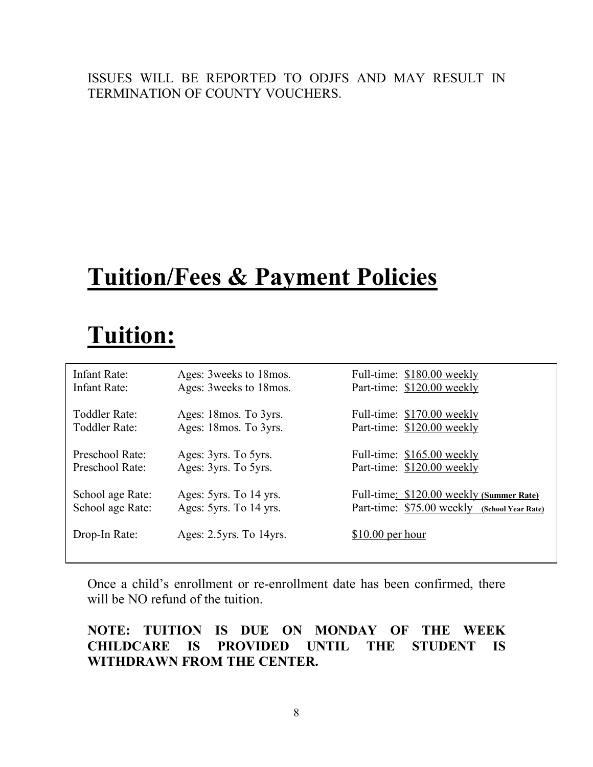ISSUES WILL BE REPORTED TO ODJFS AND MAY RESULT IN TERMINATION OF COUNTY VOUCHERS.

# Tuition/Fees & Payment Policies

# Tuition:

| | | |
|---|---|---|
| Infant Rate: | Ages: 3weeks to 18mos. | Full-time: $180.00 weekly |
| Infant Rate: | Ages: 3weeks to 18mos. | Part-time: $120.00 weekly |
| Toddler Rate: | Ages: 18mos. To 3yrs. | Full-time: $170.00 weekly |
| Toddler Rate: | Ages: 18mos. To 3yrs. | Part-time: $120.00 weekly |
| Preschool Rate: | Ages: 3yrs. To 5yrs. | Full-time: $165.00 weekly |
| Preschool Rate: | Ages: 3yrs. To 5yrs. | Part-time: $120.00 weekly |
| School age Rate: | Ages: 5yrs. To 14 yrs. | Full-time: $120.00 weekly **(Summer Rate)** |
| School age Rate: | Ages: 5yrs. To 14 yrs. | Part-time: $75.00 weekly **(School Year Rate)** |
| Drop-In Rate: | Ages: 2.5yrs. To 14yrs. | $10.00 per hour |

Once a child's enrollment or re-enrollment date has been confirmed, there will be NO refund of the tuition.

**NOTE: TUITION IS DUE ON MONDAY OF THE WEEK CHILDCARE IS PROVIDED UNTIL THE STUDENT IS WITHDRAWN FROM THE CENTER.**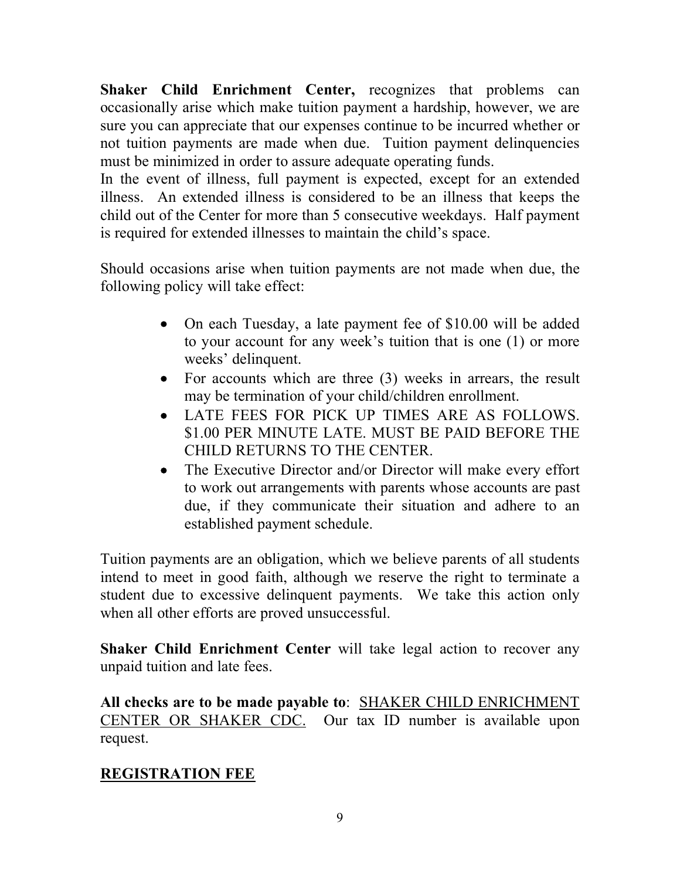**Shaker Child Enrichment Center,** recognizes that problems can occasionally arise which make tuition payment a hardship, however, we are sure you can appreciate that our expenses continue to be incurred whether or not tuition payments are made when due. Tuition payment delinquencies must be minimized in order to assure adequate operating funds.
In the event of illness, full payment is expected, except for an extended illness. An extended illness is considered to be an illness that keeps the child out of the Center for more than 5 consecutive weekdays. Half payment is required for extended illnesses to maintain the child's space.

Should occasions arise when tuition payments are not made when due, the following policy will take effect:

- On each Tuesday, a late payment fee of $10.00 will be added to your account for any week's tuition that is one (1) or more weeks' delinquent.
- For accounts which are three (3) weeks in arrears, the result may be termination of your child/children enrollment.
- LATE FEES FOR PICK UP TIMES ARE AS FOLLOWS. $1.00 PER MINUTE LATE. MUST BE PAID BEFORE THE CHILD RETURNS TO THE CENTER.
- The Executive Director and/or Director will make every effort to work out arrangements with parents whose accounts are past due, if they communicate their situation and adhere to an established payment schedule.

Tuition payments are an obligation, which we believe parents of all students intend to meet in good faith, although we reserve the right to terminate a student due to excessive delinquent payments. We take this action only when all other efforts are proved unsuccessful.

**Shaker Child Enrichment Center** will take legal action to recover any unpaid tuition and late fees.

**All checks are to be made payable to**: <u>SHAKER CHILD ENRICHMENT CENTER OR SHAKER CDC.</u> Our tax ID number is available upon request.

## <u>REGISTRATION FEE</u>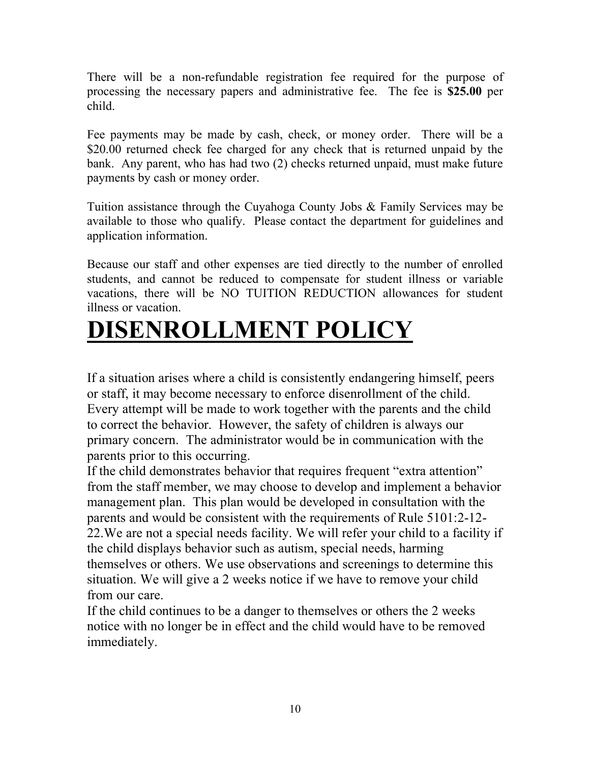There will be a non-refundable registration fee required for the purpose of processing the necessary papers and administrative fee. The fee is **$25.00** per child.

Fee payments may be made by cash, check, or money order. There will be a $20.00 returned check fee charged for any check that is returned unpaid by the bank. Any parent, who has had two (2) checks returned unpaid, must make future payments by cash or money order.

Tuition assistance through the Cuyahoga County Jobs & Family Services may be available to those who qualify. Please contact the department for guidelines and application information.

Because our staff and other expenses are tied directly to the number of enrolled students, and cannot be reduced to compensate for student illness or variable vacations, there will be NO TUITION REDUCTION allowances for student illness or vacation.

# DISENROLLMENT POLICY

If a situation arises where a child is consistently endangering himself, peers or staff, it may become necessary to enforce disenrollment of the child. Every attempt will be made to work together with the parents and the child to correct the behavior. However, the safety of children is always our primary concern. The administrator would be in communication with the parents prior to this occurring.

If the child demonstrates behavior that requires frequent "extra attention" from the staff member, we may choose to develop and implement a behavior management plan. This plan would be developed in consultation with the parents and would be consistent with the requirements of Rule 5101:2-12-22.We are not a special needs facility. We will refer your child to a facility if the child displays behavior such as autism, special needs, harming themselves or others. We use observations and screenings to determine this situation. We will give a 2 weeks notice if we have to remove your child from our care.

If the child continues to be a danger to themselves or others the 2 weeks notice with no longer be in effect and the child would have to be removed immediately.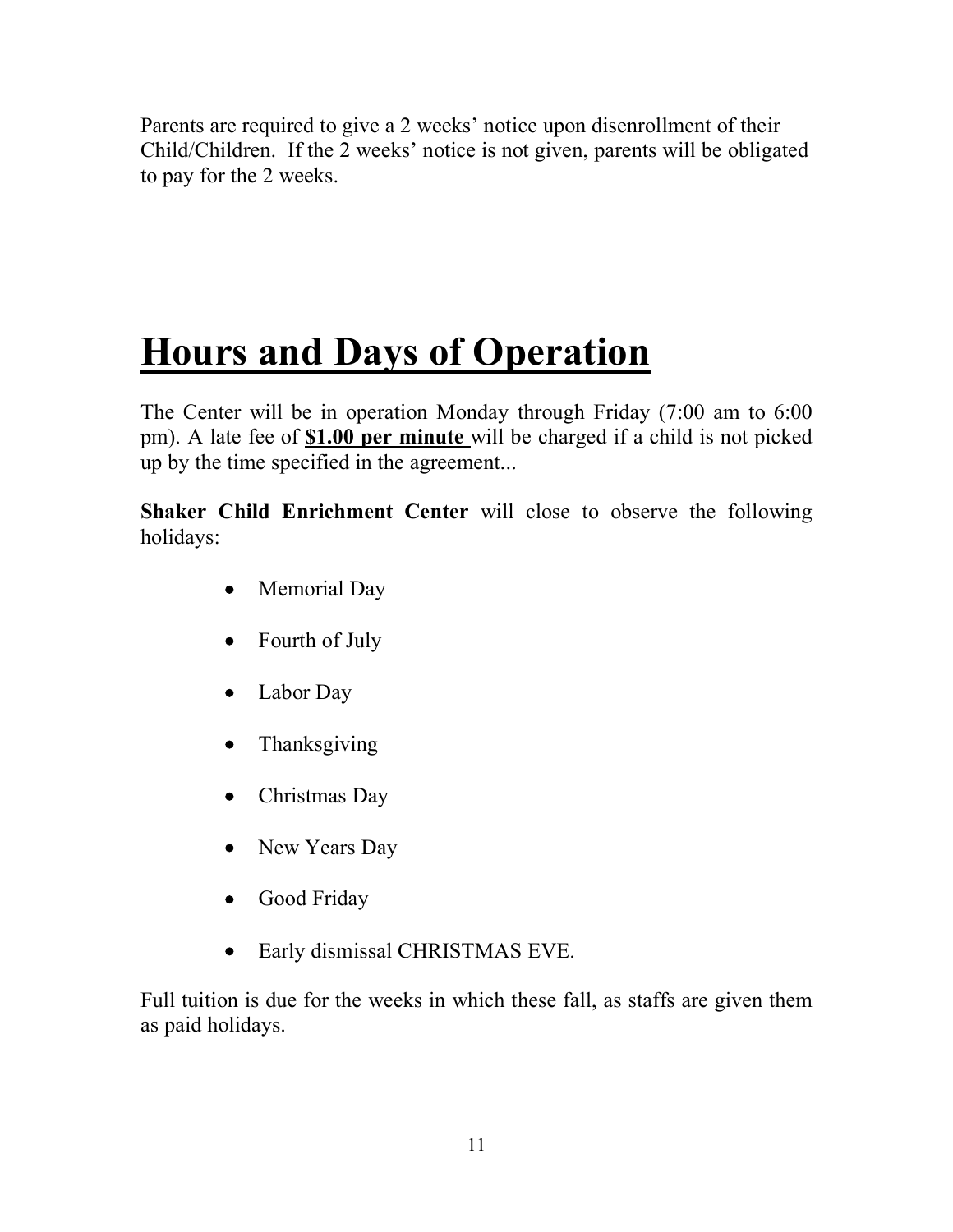Parents are required to give a 2 weeks' notice upon disenrollment of their Child/Children. If the 2 weeks' notice is not given, parents will be obligated to pay for the 2 weeks.

# Hours and Days of Operation

The Center will be in operation Monday through Friday (7:00 am to 6:00 pm). A late fee of **$1.00 per minute** will be charged if a child is not picked up by the time specified in the agreement...

**Shaker Child Enrichment Center** will close to observe the following holidays:

- Memorial Day
- Fourth of July
- Labor Day
- Thanksgiving
- Christmas Day
- New Years Day
- Good Friday
- Early dismissal CHRISTMAS EVE.

Full tuition is due for the weeks in which these fall, as staffs are given them as paid holidays.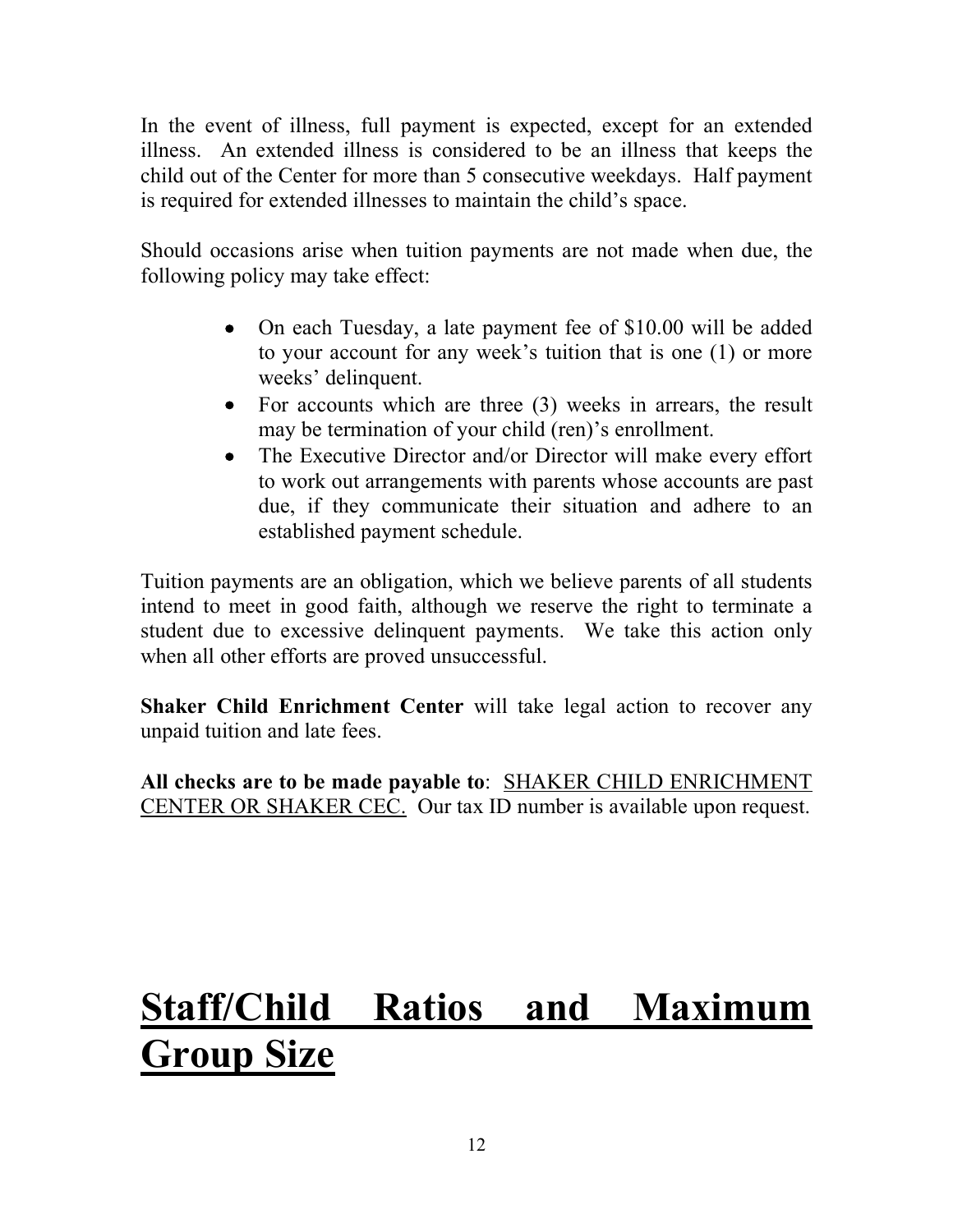In the event of illness, full payment is expected, except for an extended illness. An extended illness is considered to be an illness that keeps the child out of the Center for more than 5 consecutive weekdays. Half payment is required for extended illnesses to maintain the child's space.

Should occasions arise when tuition payments are not made when due, the following policy may take effect:

- On each Tuesday, a late payment fee of $10.00 will be added to your account for any week's tuition that is one (1) or more weeks' delinquent.
- For accounts which are three (3) weeks in arrears, the result may be termination of your child (ren)'s enrollment.
- The Executive Director and/or Director will make every effort to work out arrangements with parents whose accounts are past due, if they communicate their situation and adhere to an established payment schedule.

Tuition payments are an obligation, which we believe parents of all students intend to meet in good faith, although we reserve the right to terminate a student due to excessive delinquent payments. We take this action only when all other efforts are proved unsuccessful.

**Shaker Child Enrichment Center** will take legal action to recover any unpaid tuition and late fees.

**All checks are to be made payable to**: <u>SHAKER CHILD ENRICHMENT CENTER OR SHAKER CEC.</u> Our tax ID number is available upon request.

# <u>Staff/Child Ratios and Maximum Group Size</u>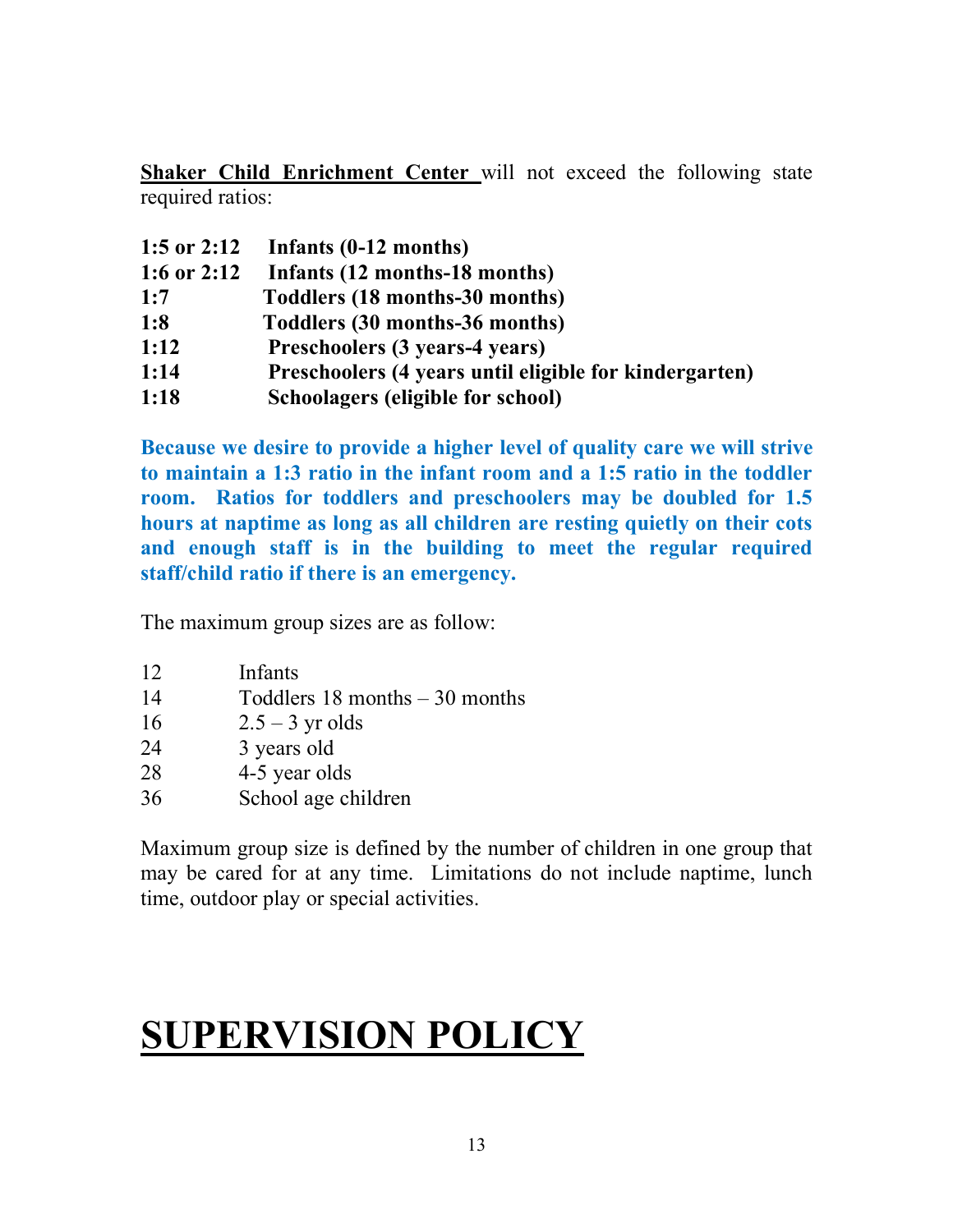**Shaker Child Enrichment Center** will not exceed the following state required ratios:

| | |
|---|---|
| **1:5 or 2:12** | **Infants (0-12 months)** |
| **1:6 or 2:12** | **Infants (12 months-18 months)** |
| **1:7** | **Toddlers (18 months-30 months)** |
| **1:8** | **Toddlers (30 months-36 months)** |
| **1:12** | **Preschoolers (3 years-4 years)** |
| **1:14** | **Preschoolers (4 years until eligible for kindergarten)** |
| **1:18** | **Schoolagers (eligible for school)** |

**Because we desire to provide a higher level of quality care we will strive to maintain a 1:3 ratio in the infant room and a 1:5 ratio in the toddler room. Ratios for toddlers and preschoolers may be doubled for 1.5 hours at naptime as long as all children are resting quietly on their cots and enough staff is in the building to meet the regular required staff/child ratio if there is an emergency.**

The maximum group sizes are as follow:

| | |
|---|---|
| 12 | Infants |
| 14 | Toddlers 18 months – 30 months |
| 16 | 2.5 – 3 yr olds |
| 24 | 3 years old |
| 28 | 4-5 year olds |
| 36 | School age children |

Maximum group size is defined by the number of children in one group that may be cared for at any time. Limitations do not include naptime, lunch time, outdoor play or special activities.

# SUPERVISION POLICY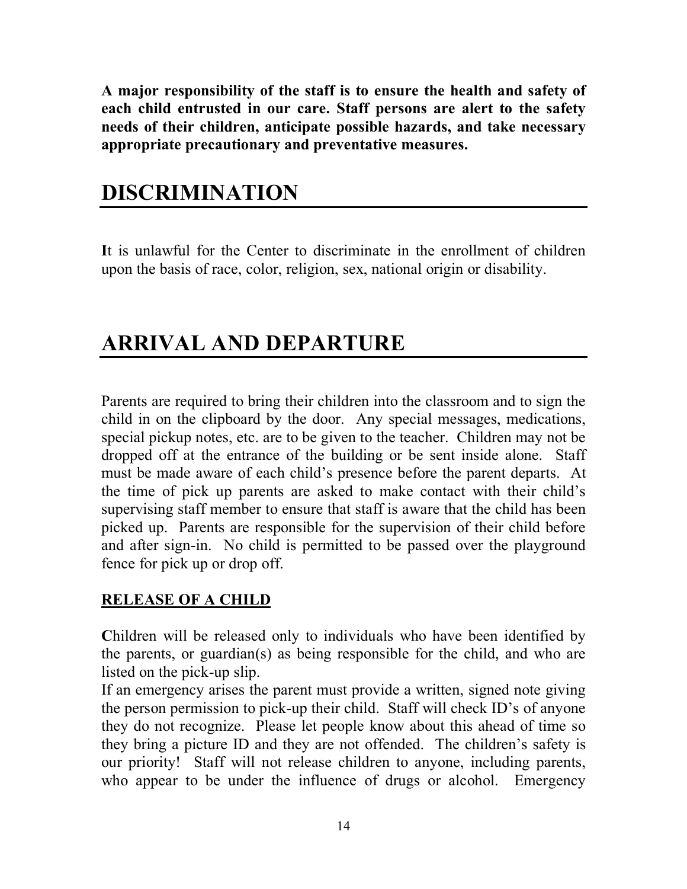**A major responsibility of the staff is to ensure the health and safety of each child entrusted in our care. Staff persons are alert to the safety needs of their children, anticipate possible hazards, and take necessary appropriate precautionary and preventative measures.**

# DISCRIMINATION

**I**t is unlawful for the Center to discriminate in the enrollment of children upon the basis of race, color, religion, sex, national origin or disability.

# ARRIVAL AND DEPARTURE

Parents are required to bring their children into the classroom and to sign the child in on the clipboard by the door. Any special messages, medications, special pickup notes, etc. are to be given to the teacher. Children may not be dropped off at the entrance of the building or be sent inside alone. Staff must be made aware of each child's presence before the parent departs. At the time of pick up parents are asked to make contact with their child's supervising staff member to ensure that staff is aware that the child has been picked up. Parents are responsible for the supervision of their child before and after sign-in. No child is permitted to be passed over the playground fence for pick up or drop off.

## RELEASE OF A CHILD

**C**hildren will be released only to individuals who have been identified by the parents, or guardian(s) as being responsible for the child, and who are listed on the pick-up slip.

If an emergency arises the parent must provide a written, signed note giving the person permission to pick-up their child. Staff will check ID's of anyone they do not recognize. Please let people know about this ahead of time so they bring a picture ID and they are not offended. The children's safety is our priority! Staff will not release children to anyone, including parents, who appear to be under the influence of drugs or alcohol. Emergency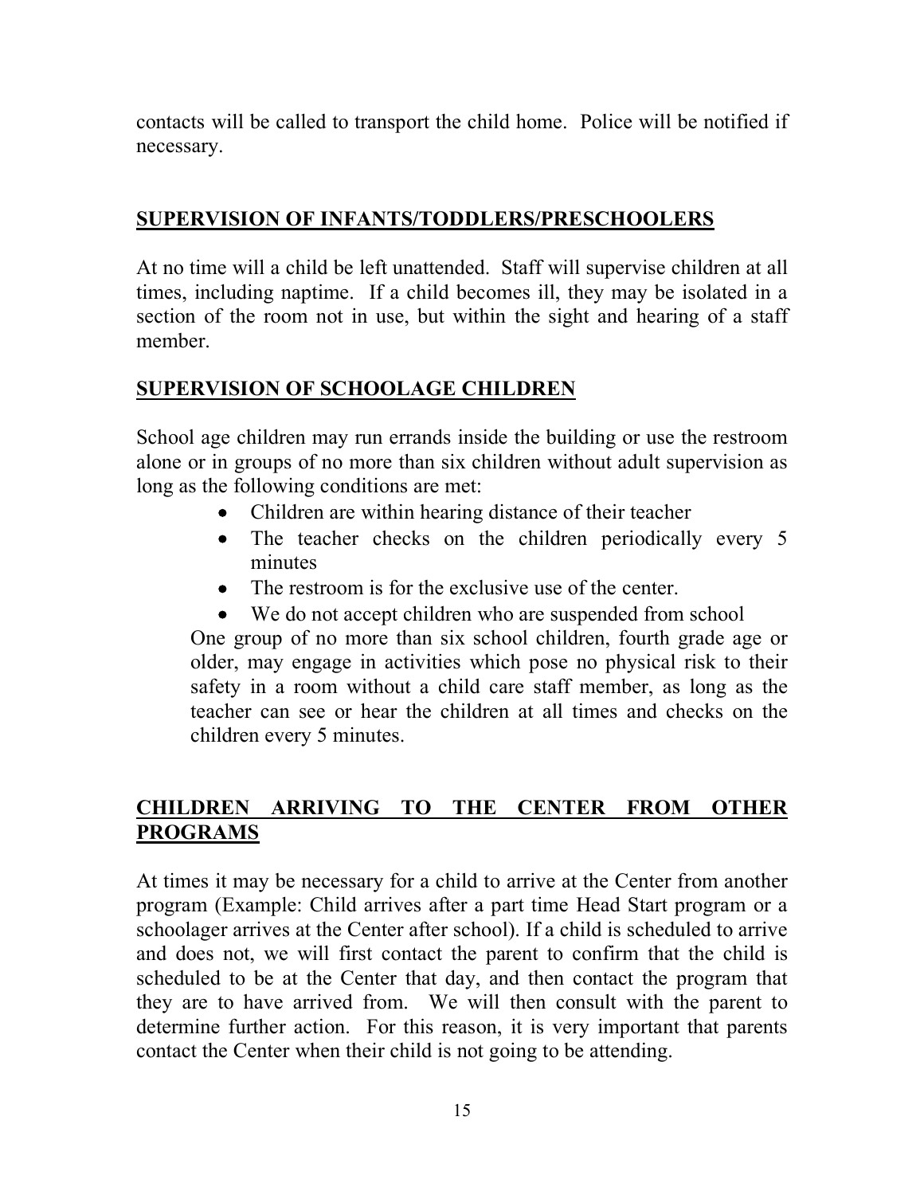contacts will be called to transport the child home. Police will be notified if necessary.

## **SUPERVISION OF INFANTS/TODDLERS/PRESCHOOLERS**

At no time will a child be left unattended. Staff will supervise children at all times, including naptime. If a child becomes ill, they may be isolated in a section of the room not in use, but within the sight and hearing of a staff member.

## **SUPERVISION OF SCHOOLAGE CHILDREN**

School age children may run errands inside the building or use the restroom alone or in groups of no more than six children without adult supervision as long as the following conditions are met:

- Children are within hearing distance of their teacher
- The teacher checks on the children periodically every 5 minutes
- The restroom is for the exclusive use of the center.
- We do not accept children who are suspended from school

One group of no more than six school children, fourth grade age or older, may engage in activities which pose no physical risk to their safety in a room without a child care staff member, as long as the teacher can see or hear the children at all times and checks on the children every 5 minutes.

## **CHILDREN ARRIVING TO THE CENTER FROM OTHER PROGRAMS**

At times it may be necessary for a child to arrive at the Center from another program (Example: Child arrives after a part time Head Start program or a schoolager arrives at the Center after school). If a child is scheduled to arrive and does not, we will first contact the parent to confirm that the child is scheduled to be at the Center that day, and then contact the program that they are to have arrived from. We will then consult with the parent to determine further action. For this reason, it is very important that parents contact the Center when their child is not going to be attending.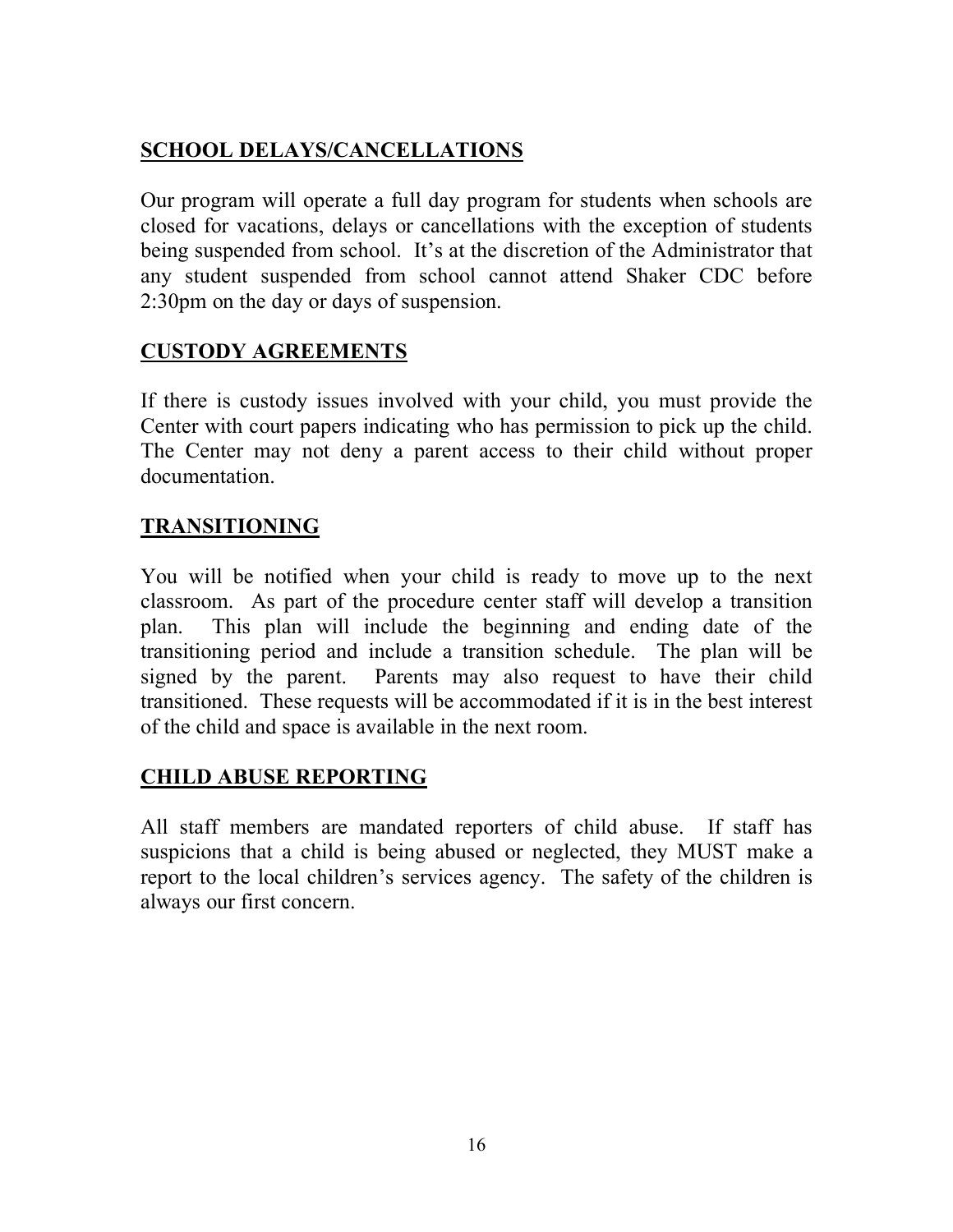## SCHOOL DELAYS/CANCELLATIONS

Our program will operate a full day program for students when schools are closed for vacations, delays or cancellations with the exception of students being suspended from school. It's at the discretion of the Administrator that any student suspended from school cannot attend Shaker CDC before 2:30pm on the day or days of suspension.

## CUSTODY AGREEMENTS

If there is custody issues involved with your child, you must provide the Center with court papers indicating who has permission to pick up the child. The Center may not deny a parent access to their child without proper documentation.

## TRANSITIONING

You will be notified when your child is ready to move up to the next classroom. As part of the procedure center staff will develop a transition plan. This plan will include the beginning and ending date of the transitioning period and include a transition schedule. The plan will be signed by the parent. Parents may also request to have their child transitioned. These requests will be accommodated if it is in the best interest of the child and space is available in the next room.

## CHILD ABUSE REPORTING

All staff members are mandated reporters of child abuse. If staff has suspicions that a child is being abused or neglected, they MUST make a report to the local children's services agency. The safety of the children is always our first concern.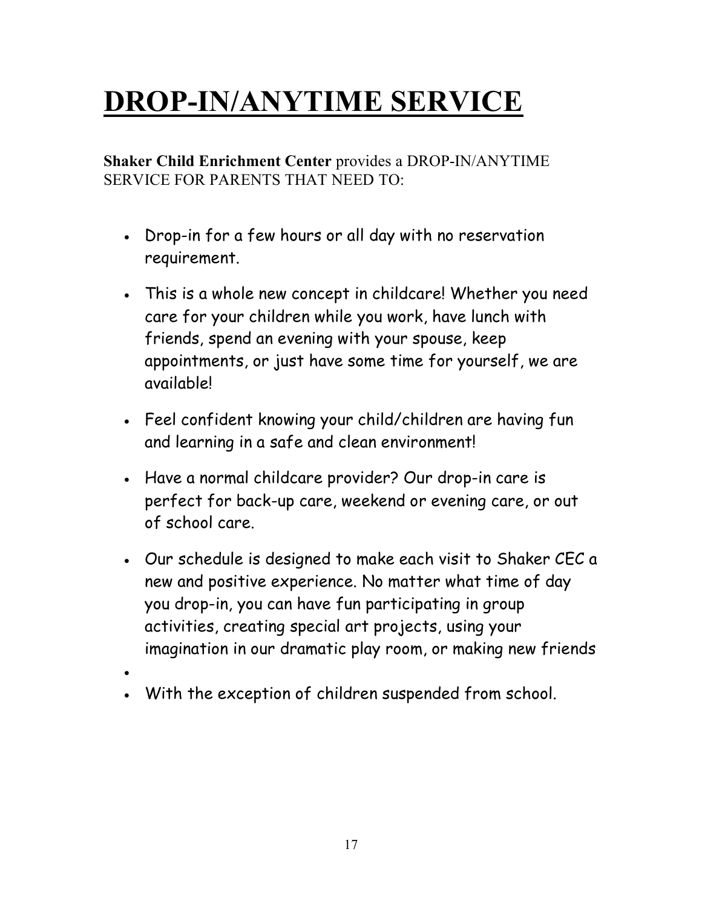# DROP-IN/ANYTIME SERVICE

**Shaker Child Enrichment Center** provides a DROP-IN/ANYTIME SERVICE FOR PARENTS THAT NEED TO:

- Drop-in for a few hours or all day with no reservation requirement.
- This is a whole new concept in childcare! Whether you need care for your children while you work, have lunch with friends, spend an evening with your spouse, keep appointments, or just have some time for yourself, we are available!
- Feel confident knowing your child/children are having fun and learning in a safe and clean environment!
- Have a normal childcare provider? Our drop-in care is perfect for back-up care, weekend or evening care, or out of school care.
- Our schedule is designed to make each visit to Shaker CEC a new and positive experience. No matter what time of day you drop-in, you can have fun participating in group activities, creating special art projects, using your imagination in our dramatic play room, or making new friends
- With the exception of children suspended from school.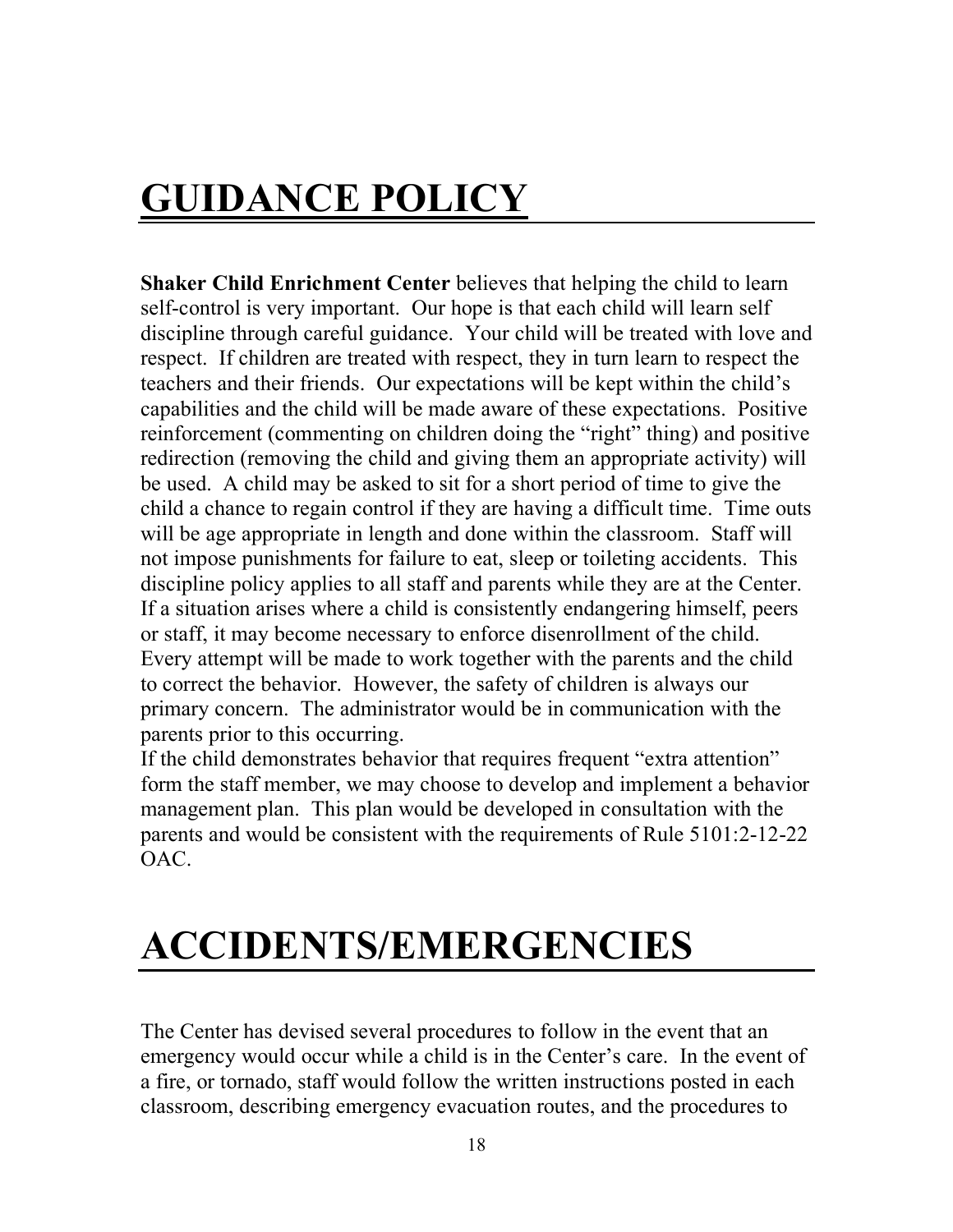# GUIDANCE POLICY

**Shaker Child Enrichment Center** believes that helping the child to learn self-control is very important. Our hope is that each child will learn self discipline through careful guidance. Your child will be treated with love and respect. If children are treated with respect, they in turn learn to respect the teachers and their friends. Our expectations will be kept within the child's capabilities and the child will be made aware of these expectations. Positive reinforcement (commenting on children doing the "right" thing) and positive redirection (removing the child and giving them an appropriate activity) will be used. A child may be asked to sit for a short period of time to give the child a chance to regain control if they are having a difficult time. Time outs will be age appropriate in length and done within the classroom. Staff will not impose punishments for failure to eat, sleep or toileting accidents. This discipline policy applies to all staff and parents while they are at the Center. If a situation arises where a child is consistently endangering himself, peers or staff, it may become necessary to enforce disenrollment of the child. Every attempt will be made to work together with the parents and the child to correct the behavior. However, the safety of children is always our primary concern. The administrator would be in communication with the parents prior to this occurring.

If the child demonstrates behavior that requires frequent "extra attention" form the staff member, we may choose to develop and implement a behavior management plan. This plan would be developed in consultation with the parents and would be consistent with the requirements of Rule 5101:2-12-22 OAC.

# ACCIDENTS/EMERGENCIES

The Center has devised several procedures to follow in the event that an emergency would occur while a child is in the Center's care. In the event of a fire, or tornado, staff would follow the written instructions posted in each classroom, describing emergency evacuation routes, and the procedures to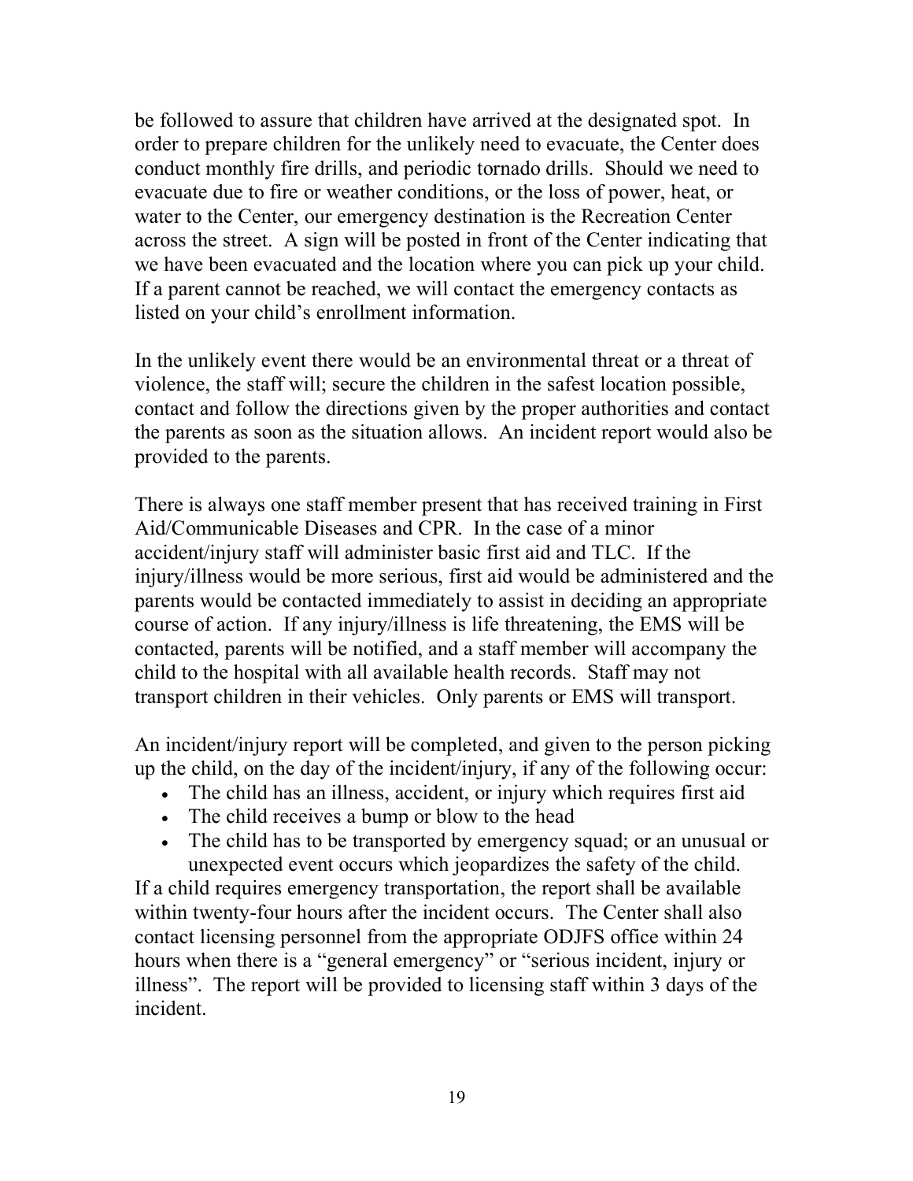be followed to assure that children have arrived at the designated spot. In order to prepare children for the unlikely need to evacuate, the Center does conduct monthly fire drills, and periodic tornado drills. Should we need to evacuate due to fire or weather conditions, or the loss of power, heat, or water to the Center, our emergency destination is the Recreation Center across the street. A sign will be posted in front of the Center indicating that we have been evacuated and the location where you can pick up your child. If a parent cannot be reached, we will contact the emergency contacts as listed on your child's enrollment information.

In the unlikely event there would be an environmental threat or a threat of violence, the staff will; secure the children in the safest location possible, contact and follow the directions given by the proper authorities and contact the parents as soon as the situation allows. An incident report would also be provided to the parents.

There is always one staff member present that has received training in First Aid/Communicable Diseases and CPR. In the case of a minor accident/injury staff will administer basic first aid and TLC. If the injury/illness would be more serious, first aid would be administered and the parents would be contacted immediately to assist in deciding an appropriate course of action. If any injury/illness is life threatening, the EMS will be contacted, parents will be notified, and a staff member will accompany the child to the hospital with all available health records. Staff may not transport children in their vehicles. Only parents or EMS will transport.

An incident/injury report will be completed, and given to the person picking up the child, on the day of the incident/injury, if any of the following occur:

- The child has an illness, accident, or injury which requires first aid
- The child receives a bump or blow to the head
- The child has to be transported by emergency squad; or an unusual or unexpected event occurs which jeopardizes the safety of the child.

If a child requires emergency transportation, the report shall be available within twenty-four hours after the incident occurs. The Center shall also contact licensing personnel from the appropriate ODJFS office within 24 hours when there is a "general emergency" or "serious incident, injury or illness". The report will be provided to licensing staff within 3 days of the incident.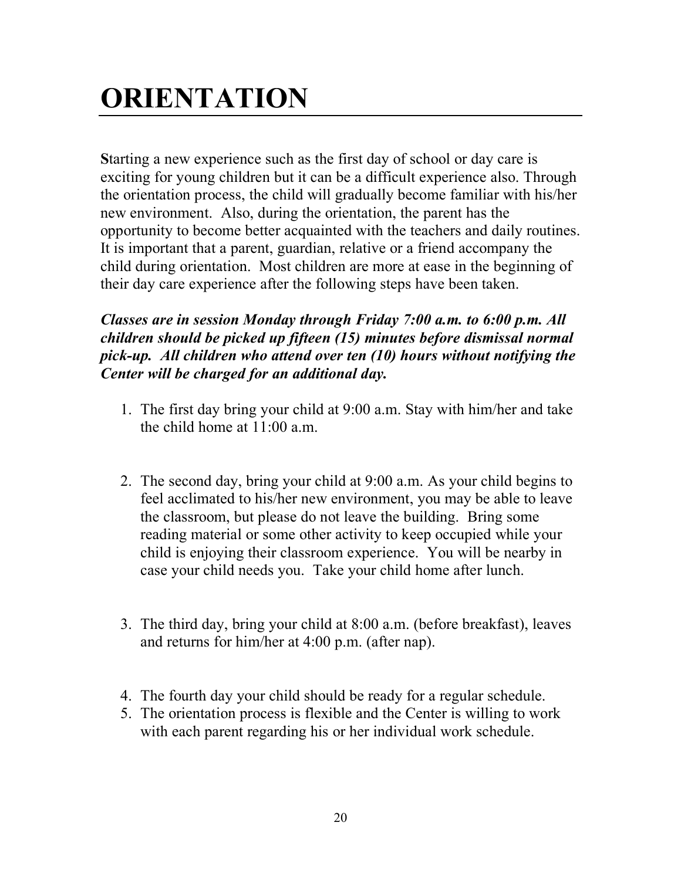# ORIENTATION

Starting a new experience such as the first day of school or day care is exciting for young children but it can be a difficult experience also. Through the orientation process, the child will gradually become familiar with his/her new environment. Also, during the orientation, the parent has the opportunity to become better acquainted with the teachers and daily routines. It is important that a parent, guardian, relative or a friend accompany the child during orientation. Most children are more at ease in the beginning of their day care experience after the following steps have been taken.

***Classes are in session Monday through Friday 7:00 a.m. to 6:00 p.m. All children should be picked up fifteen (15) minutes before dismissal normal pick-up. All children who attend over ten (10) hours without notifying the Center will be charged for an additional day.***

1. The first day bring your child at 9:00 a.m. Stay with him/her and take the child home at 11:00 a.m.

2. The second day, bring your child at 9:00 a.m. As your child begins to feel acclimated to his/her new environment, you may be able to leave the classroom, but please do not leave the building. Bring some reading material or some other activity to keep occupied while your child is enjoying their classroom experience. You will be nearby in case your child needs you. Take your child home after lunch.

3. The third day, bring your child at 8:00 a.m. (before breakfast), leaves and returns for him/her at 4:00 p.m. (after nap).

4. The fourth day your child should be ready for a regular schedule.
5. The orientation process is flexible and the Center is willing to work with each parent regarding his or her individual work schedule.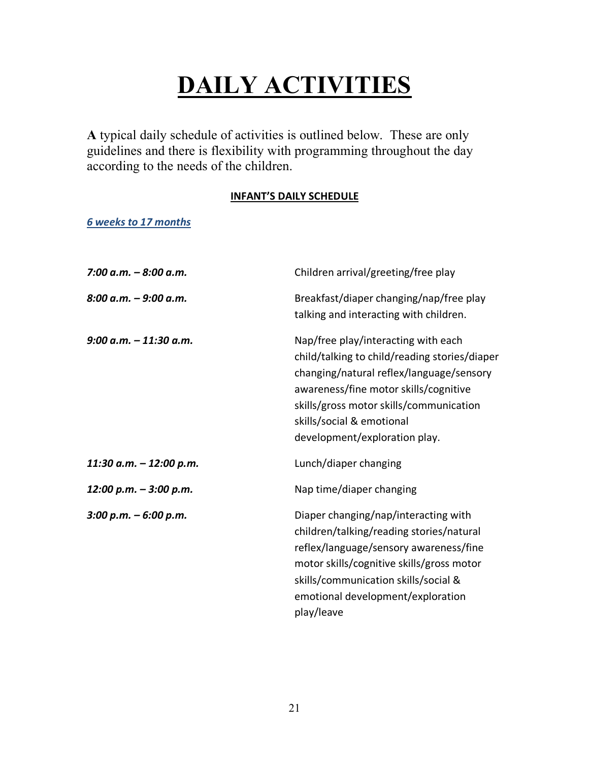# DAILY ACTIVITIES

**A** typical daily schedule of activities is outlined below. These are only guidelines and there is flexibility with programming throughout the day according to the needs of the children.

**INFANT'S DAILY SCHEDULE**

***6 weeks to 17 months***

| | |
|---|---|
| *7:00 a.m. – 8:00 a.m.* | Children arrival/greeting/free play |
| *8:00 a.m. – 9:00 a.m.* | Breakfast/diaper changing/nap/free play talking and interacting with children. |
| *9:00 a.m. – 11:30 a.m.* | Nap/free play/interacting with each child/talking to child/reading stories/diaper changing/natural reflex/language/sensory awareness/fine motor skills/cognitive skills/gross motor skills/communication skills/social & emotional development/exploration play. |
| *11:30 a.m. – 12:00 p.m.* | Lunch/diaper changing |
| *12:00 p.m. – 3:00 p.m.* | Nap time/diaper changing |
| *3:00 p.m. – 6:00 p.m.* | Diaper changing/nap/interacting with children/talking/reading stories/natural reflex/language/sensory awareness/fine motor skills/cognitive skills/gross motor skills/communication skills/social & emotional development/exploration play/leave |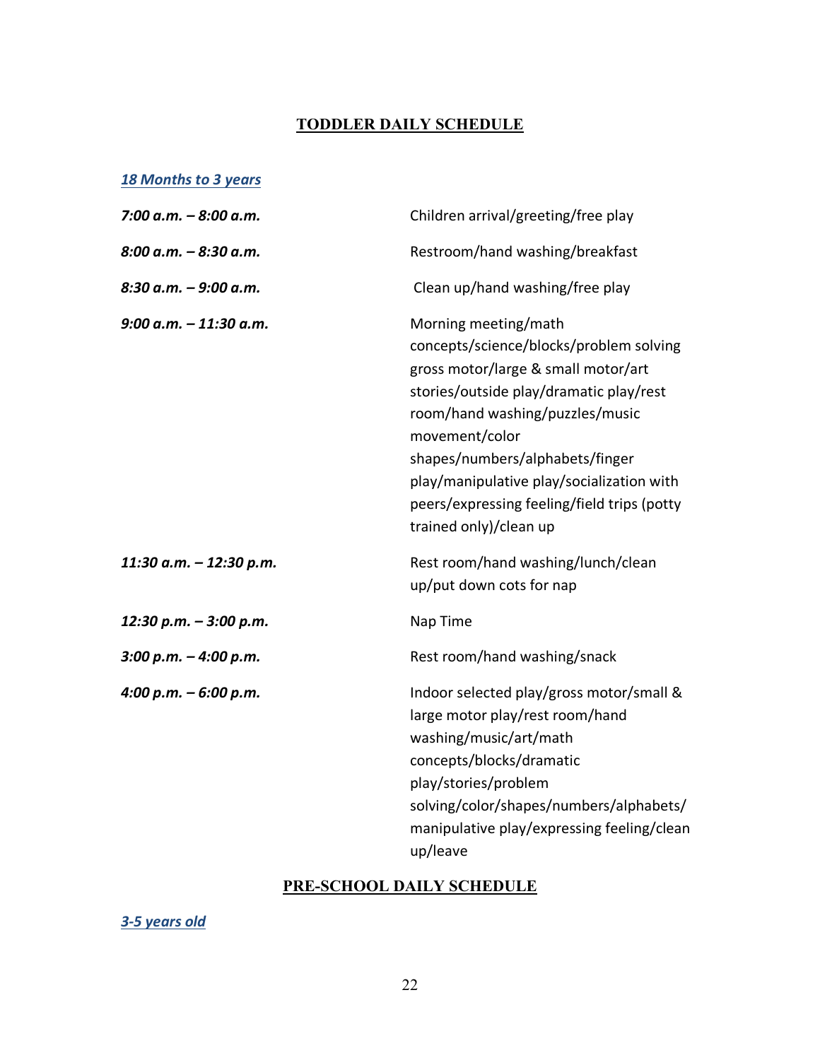## TODDLER DAILY SCHEDULE

***18 Months to 3 years***

| | |
|---|---|
| ***7:00 a.m. – 8:00 a.m.*** | Children arrival/greeting/free play |
| ***8:00 a.m. – 8:30 a.m.*** | Restroom/hand washing/breakfast |
| ***8:30 a.m. – 9:00 a.m.*** | Clean up/hand washing/free play |
| ***9:00 a.m. – 11:30 a.m.*** | Morning meeting/math concepts/science/blocks/problem solving gross motor/large & small motor/art stories/outside play/dramatic play/rest room/hand washing/puzzles/music movement/color shapes/numbers/alphabets/finger play/manipulative play/socialization with peers/expressing feeling/field trips (potty trained only)/clean up |
| ***11:30 a.m. – 12:30 p.m.*** | Rest room/hand washing/lunch/clean up/put down cots for nap |
| ***12:30 p.m. – 3:00 p.m.*** | Nap Time |
| ***3:00 p.m. – 4:00 p.m.*** | Rest room/hand washing/snack |
| ***4:00 p.m. – 6:00 p.m.*** | Indoor selected play/gross motor/small & large motor play/rest room/hand washing/music/art/math concepts/blocks/dramatic play/stories/problem solving/color/shapes/numbers/alphabets/ manipulative play/expressing feeling/clean up/leave |

## PRE-SCHOOL DAILY SCHEDULE

***3-5 years old***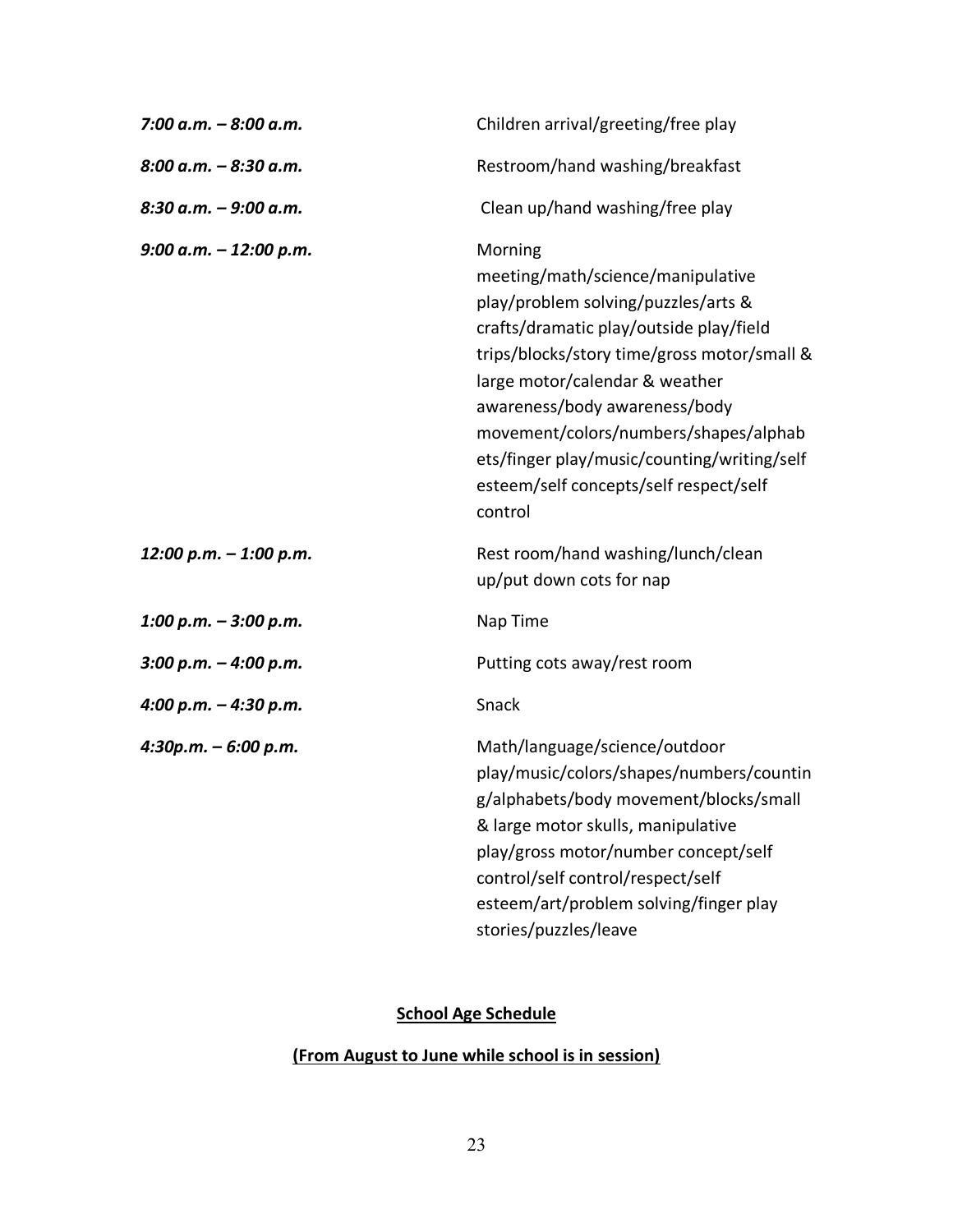| | |
|---|---|
| *7:00 a.m. – 8:00 a.m.* | Children arrival/greeting/free play |
| *8:00 a.m. – 8:30 a.m.* | Restroom/hand washing/breakfast |
| *8:30 a.m. – 9:00 a.m.* | Clean up/hand washing/free play |
| *9:00 a.m. – 12:00 p.m.* | Morning meeting/math/science/manipulative play/problem solving/puzzles/arts & crafts/dramatic play/outside play/field trips/blocks/story time/gross motor/small & large motor/calendar & weather awareness/body awareness/body movement/colors/numbers/shapes/alphabets/finger play/music/counting/writing/self esteem/self concepts/self respect/self control |
| *12:00 p.m. – 1:00 p.m.* | Rest room/hand washing/lunch/clean up/put down cots for nap |
| *1:00 p.m. – 3:00 p.m.* | Nap Time |
| *3:00 p.m. – 4:00 p.m.* | Putting cots away/rest room |
| *4:00 p.m. – 4:30 p.m.* | Snack |
| *4:30p.m. – 6:00 p.m.* | Math/language/science/outdoor play/music/colors/shapes/numbers/counting/alphabets/body movement/blocks/small & large motor skulls, manipulative play/gross motor/number concept/self control/self control/respect/self esteem/art/problem solving/finger play stories/puzzles/leave |

**School Age Schedule**

**(From August to June while school is in session)**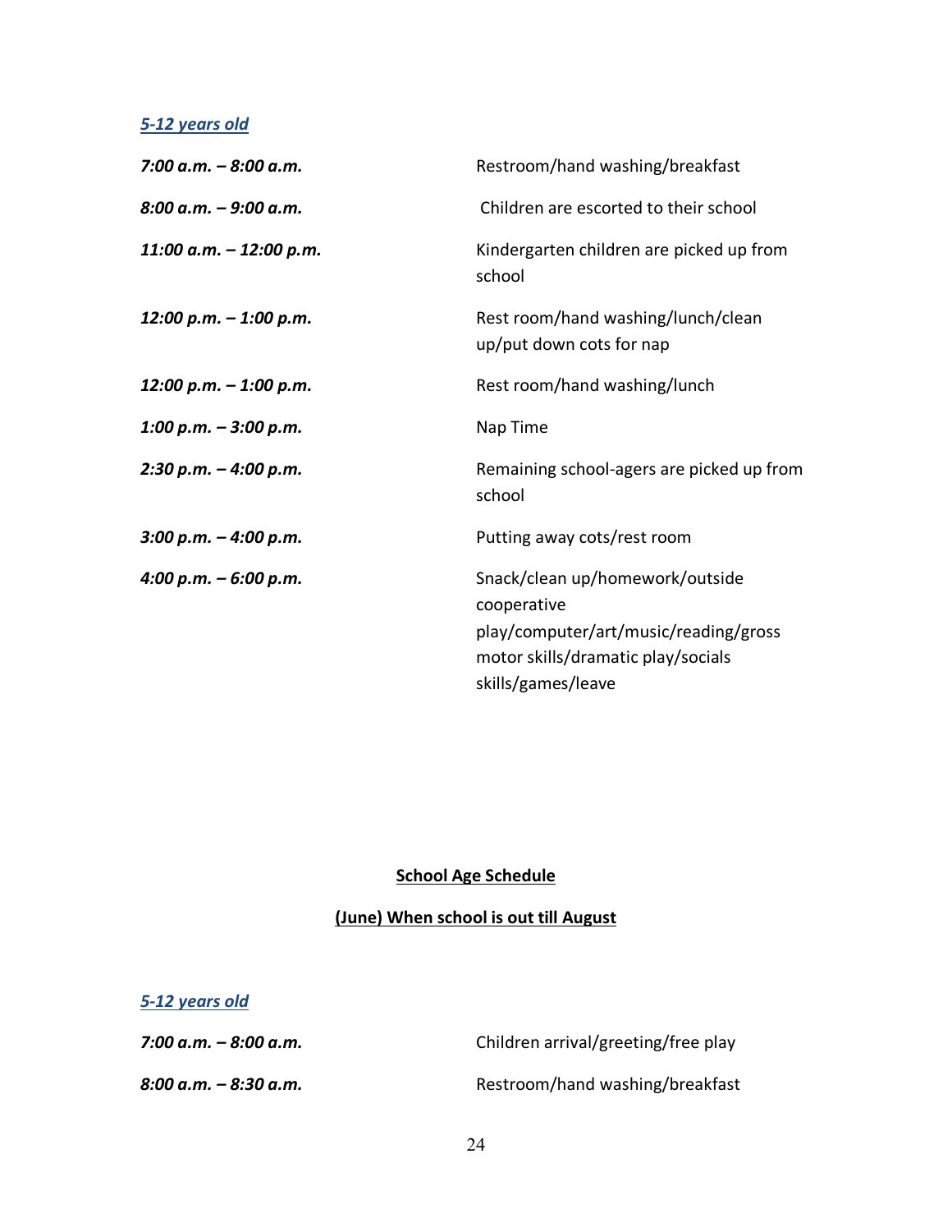*5-12 years old*

| | |
|---|---|
| ***7:00 a.m. – 8:00 a.m.*** | Restroom/hand washing/breakfast |
| ***8:00 a.m. – 9:00 a.m.*** | Children are escorted to their school |
| ***11:00 a.m. – 12:00 p.m.*** | Kindergarten children are picked up from school |
| ***12:00 p.m. – 1:00 p.m.*** | Rest room/hand washing/lunch/clean up/put down cots for nap |
| ***12:00 p.m. – 1:00 p.m.*** | Rest room/hand washing/lunch |
| ***1:00 p.m. – 3:00 p.m.*** | Nap Time |
| ***2:30 p.m. – 4:00 p.m.*** | Remaining school-agers are picked up from school |
| ***3:00 p.m. – 4:00 p.m.*** | Putting away cots/rest room |
| ***4:00 p.m. – 6:00 p.m.*** | Snack/clean up/homework/outside cooperative play/computer/art/music/reading/gross motor skills/dramatic play/socials skills/games/leave |

## School Age Schedule

## (June) When school is out till August

*5-12 years old*

| | |
|---|---|
| ***7:00 a.m. – 8:00 a.m.*** | Children arrival/greeting/free play |
| ***8:00 a.m. – 8:30 a.m.*** | Restroom/hand washing/breakfast |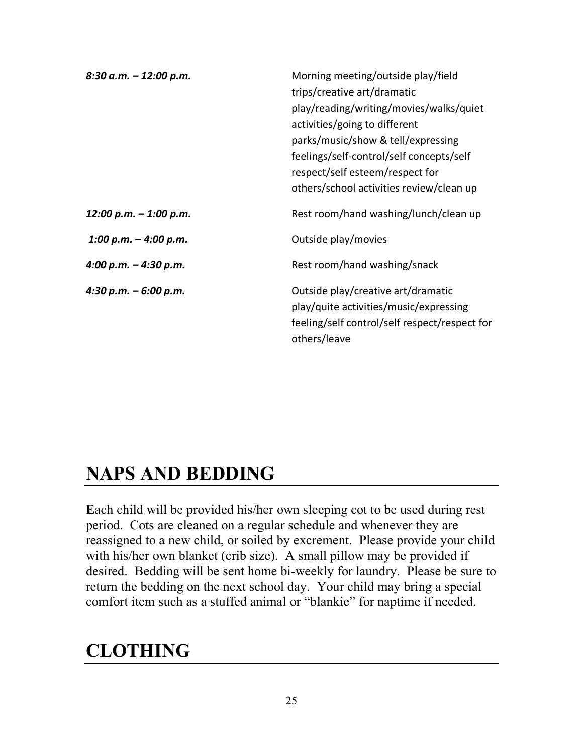| | |
|---|---|
| ***8:30 a.m. – 12:00 p.m.*** | Morning meeting/outside play/field trips/creative art/dramatic play/reading/writing/movies/walks/quiet activities/going to different parks/music/show & tell/expressing feelings/self-control/self concepts/self respect/self esteem/respect for others/school activities review/clean up |
| ***12:00 p.m. – 1:00 p.m.*** | Rest room/hand washing/lunch/clean up |
| ***1:00 p.m. – 4:00 p.m.*** | Outside play/movies |
| ***4:00 p.m. – 4:30 p.m.*** | Rest room/hand washing/snack |
| ***4:30 p.m. – 6:00 p.m.*** | Outside play/creative art/dramatic play/quite activities/music/expressing feeling/self control/self respect/respect for others/leave |

# NAPS AND BEDDING

**E**ach child will be provided his/her own sleeping cot to be used during rest period. Cots are cleaned on a regular schedule and whenever they are reassigned to a new child, or soiled by excrement. Please provide your child with his/her own blanket (crib size). A small pillow may be provided if desired. Bedding will be sent home bi-weekly for laundry. Please be sure to return the bedding on the next school day. Your child may bring a special comfort item such as a stuffed animal or "blankie" for naptime if needed.

# CLOTHING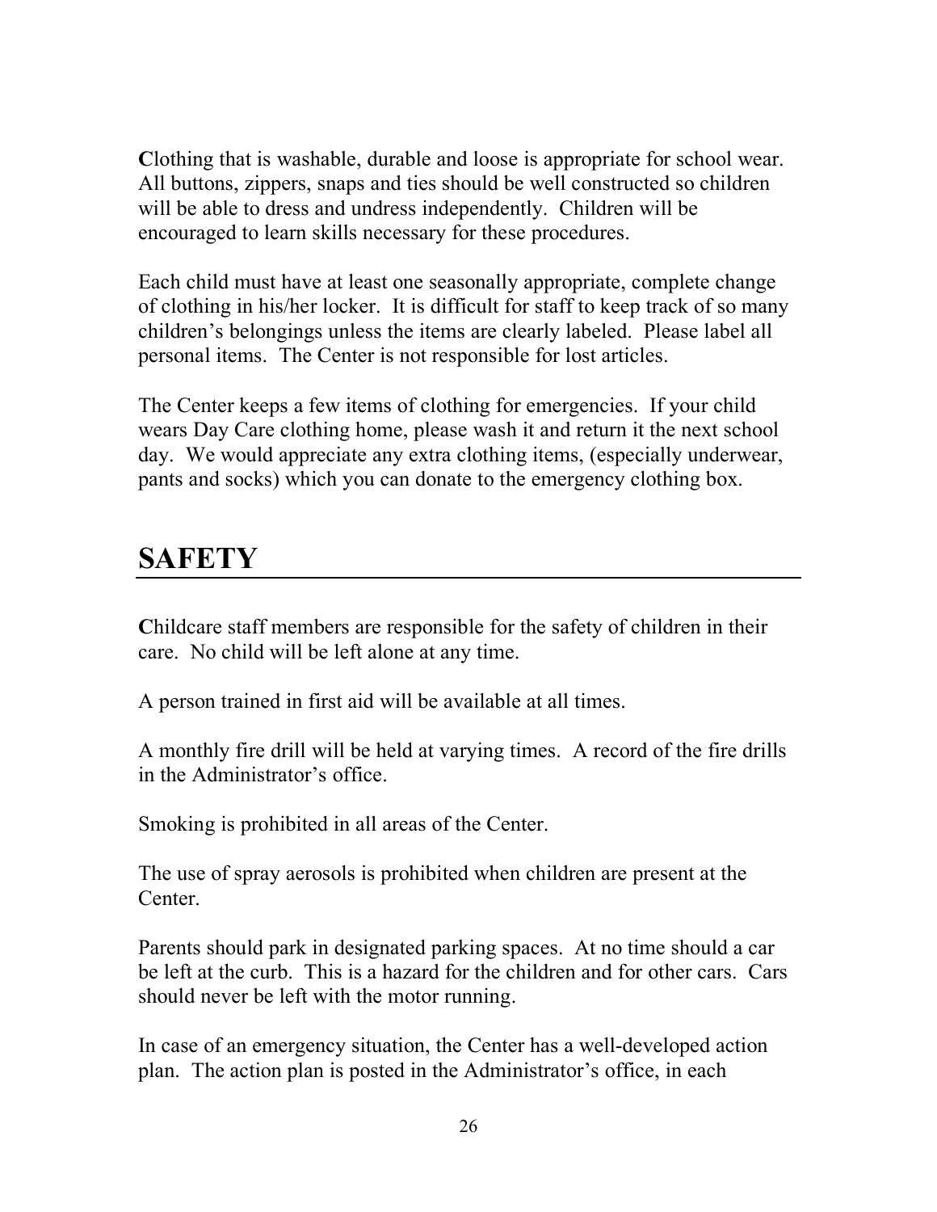**C**lothing that is washable, durable and loose is appropriate for school wear. All buttons, zippers, snaps and ties should be well constructed so children will be able to dress and undress independently. Children will be encouraged to learn skills necessary for these procedures.

Each child must have at least one seasonally appropriate, complete change of clothing in his/her locker. It is difficult for staff to keep track of so many children's belongings unless the items are clearly labeled. Please label all personal items. The Center is not responsible for lost articles.

The Center keeps a few items of clothing for emergencies. If your child wears Day Care clothing home, please wash it and return it the next school day. We would appreciate any extra clothing items, (especially underwear, pants and socks) which you can donate to the emergency clothing box.

# SAFETY

**C**hildcare staff members are responsible for the safety of children in their care. No child will be left alone at any time.

A person trained in first aid will be available at all times.

A monthly fire drill will be held at varying times. A record of the fire drills in the Administrator's office.

Smoking is prohibited in all areas of the Center.

The use of spray aerosols is prohibited when children are present at the Center.

Parents should park in designated parking spaces. At no time should a car be left at the curb. This is a hazard for the children and for other cars. Cars should never be left with the motor running.

In case of an emergency situation, the Center has a well-developed action plan. The action plan is posted in the Administrator's office, in each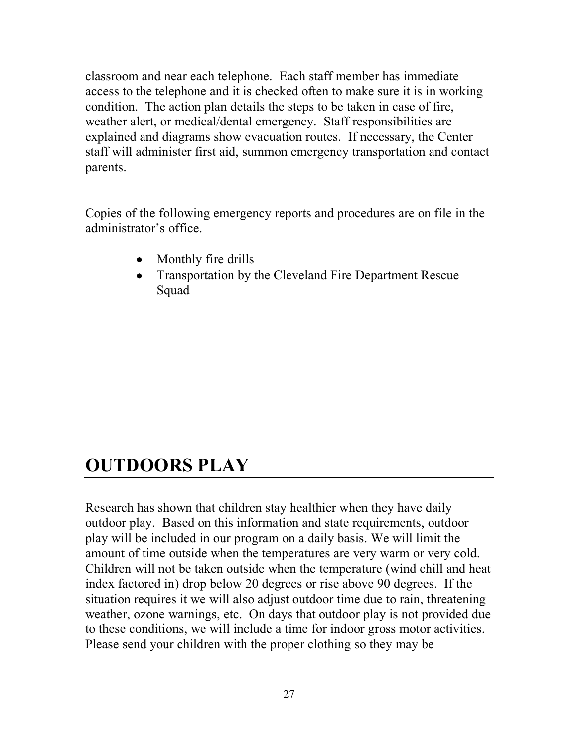classroom and near each telephone. Each staff member has immediate access to the telephone and it is checked often to make sure it is in working condition. The action plan details the steps to be taken in case of fire, weather alert, or medical/dental emergency. Staff responsibilities are explained and diagrams show evacuation routes. If necessary, the Center staff will administer first aid, summon emergency transportation and contact parents.

Copies of the following emergency reports and procedures are on file in the administrator's office.

- Monthly fire drills
- Transportation by the Cleveland Fire Department Rescue Squad

# OUTDOORS PLAY

Research has shown that children stay healthier when they have daily outdoor play. Based on this information and state requirements, outdoor play will be included in our program on a daily basis. We will limit the amount of time outside when the temperatures are very warm or very cold. Children will not be taken outside when the temperature (wind chill and heat index factored in) drop below 20 degrees or rise above 90 degrees. If the situation requires it we will also adjust outdoor time due to rain, threatening weather, ozone warnings, etc. On days that outdoor play is not provided due to these conditions, we will include a time for indoor gross motor activities. Please send your children with the proper clothing so they may be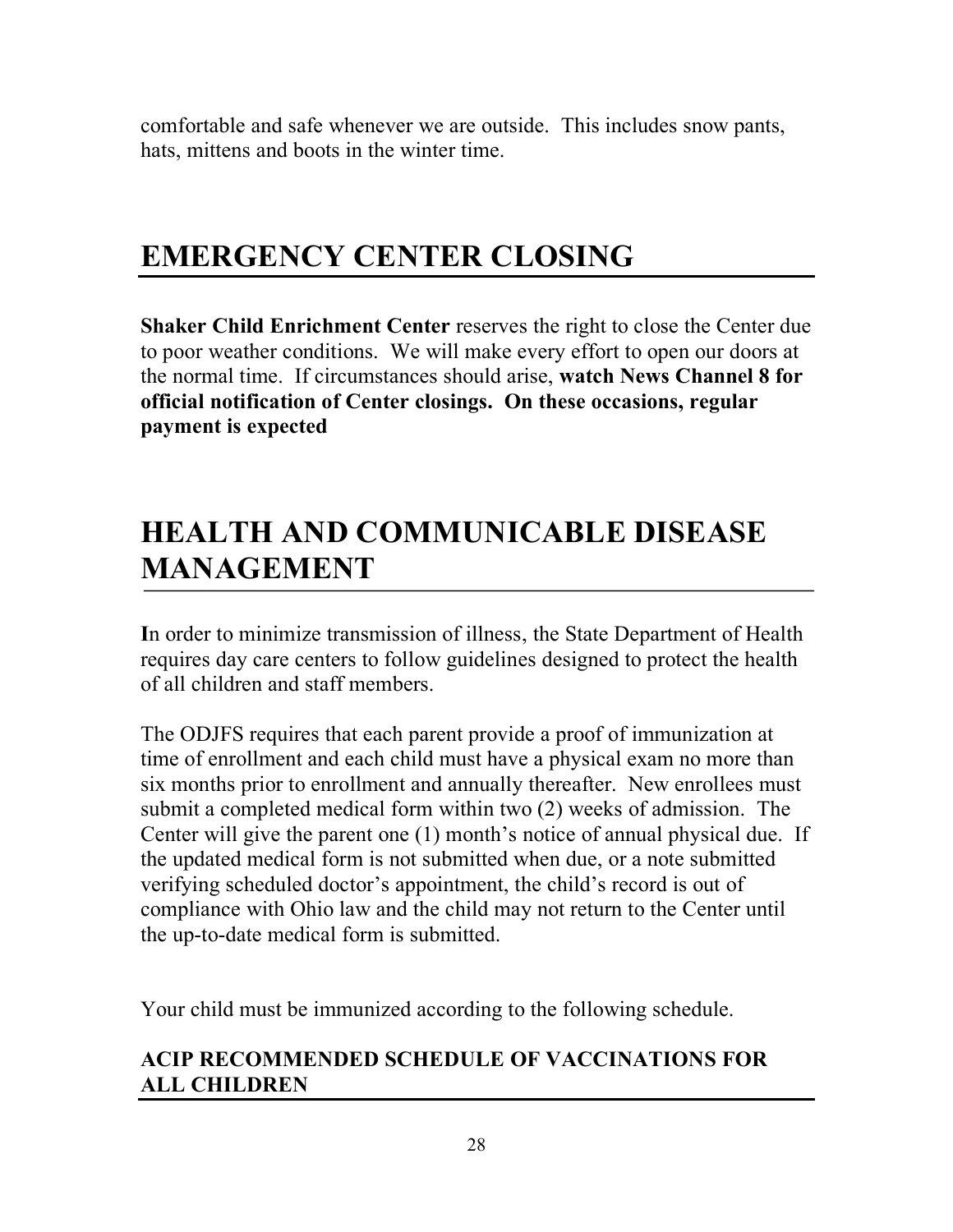comfortable and safe whenever we are outside. This includes snow pants, hats, mittens and boots in the winter time.

## EMERGENCY CENTER CLOSING

**Shaker Child Enrichment Center** reserves the right to close the Center due to poor weather conditions. We will make every effort to open our doors at the normal time. If circumstances should arise, **watch News Channel 8 for official notification of Center closings. On these occasions, regular payment is expected**

## HEALTH AND COMMUNICABLE DISEASE MANAGEMENT

**I**n order to minimize transmission of illness, the State Department of Health requires day care centers to follow guidelines designed to protect the health of all children and staff members.

The ODJFS requires that each parent provide a proof of immunization at time of enrollment and each child must have a physical exam no more than six months prior to enrollment and annually thereafter. New enrollees must submit a completed medical form within two (2) weeks of admission. The Center will give the parent one (1) month's notice of annual physical due. If the updated medical form is not submitted when due, or a note submitted verifying scheduled doctor's appointment, the child's record is out of compliance with Ohio law and the child may not return to the Center until the up-to-date medical form is submitted.

Your child must be immunized according to the following schedule.

### ACIP RECOMMENDED SCHEDULE OF VACCINATIONS FOR ALL CHILDREN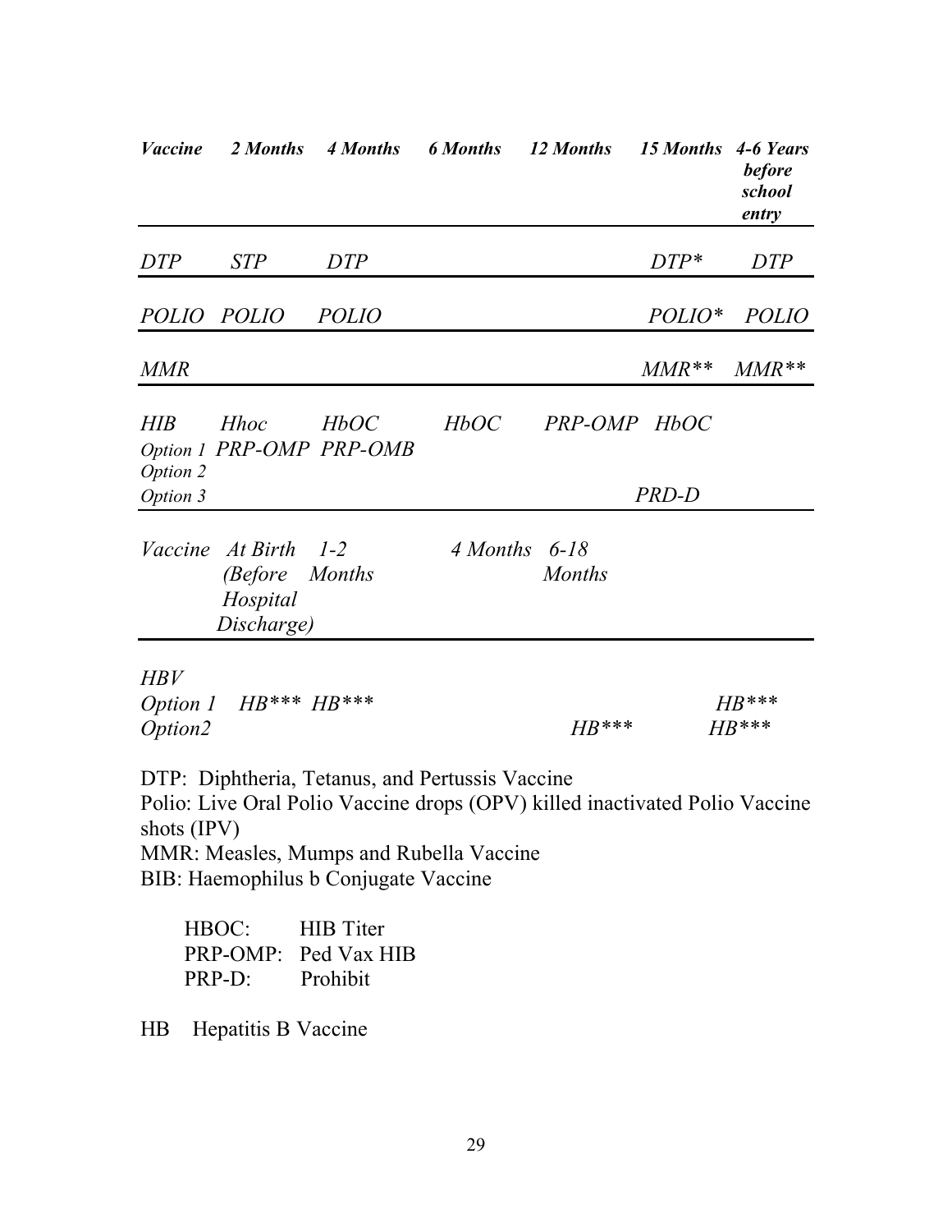| *Vaccine* | *2 Months* | *4 Months* | *6 Months* | *12 Months* | *15 Months* | *4-6 Years before school entry* |
|---|---|---|---|---|---|---|
| *DTP* | *STP* | *DTP* | | | *DTP** | *DTP* |
| *POLIO* | *POLIO* | *POLIO* | | | *POLIO** | *POLIO* |
| *MMR* | | | | | *MMR*** | *MMR*** |
| *HIB* | *Hhoc* | *HbOC* | *HbOC* | *PRP-OMP* | *HbOC* | |
| *Option 1* | *PRP-OMP* | *PRP-OMB* | | | | |
| *Option 2* | | | | | | |
| *Option 3* | | | | | *PRD-D* | |

| *Vaccine* | *At Birth (Before Hospital Discharge)* | *1-2 Months* | *4 Months* | *6-18 Months* |
|---|---|---|---|---|
| *HBV* | | | | |
| *Option 1* | *HB**** | *HB**** | | *HB**** |
| *Option2* | | *HB**** | | *HB**** |

DTP: Diphtheria, Tetanus, and Pertussis Vaccine
Polio: Live Oral Polio Vaccine drops (OPV) killed inactivated Polio Vaccine shots (IPV)
MMR: Measles, Mumps and Rubella Vaccine
BIB: Haemophilus b Conjugate Vaccine

HBOC: HIB Titer
PRP-OMP: Ped Vax HIB
PRP-D: Prohibit

HB Hepatitis B Vaccine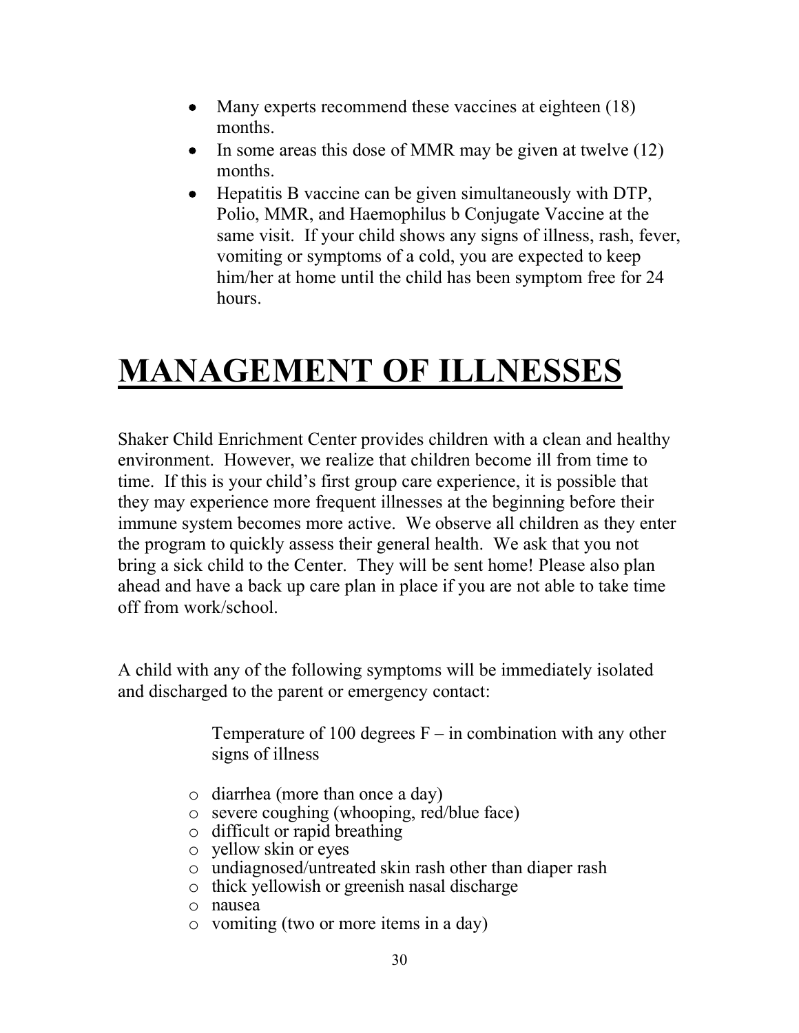- Many experts recommend these vaccines at eighteen (18) months.
- In some areas this dose of MMR may be given at twelve (12) months.
- Hepatitis B vaccine can be given simultaneously with DTP, Polio, MMR, and Haemophilus b Conjugate Vaccine at the same visit. If your child shows any signs of illness, rash, fever, vomiting or symptoms of a cold, you are expected to keep him/her at home until the child has been symptom free for 24 hours.

# MANAGEMENT OF ILLNESSES

Shaker Child Enrichment Center provides children with a clean and healthy environment. However, we realize that children become ill from time to time. If this is your child's first group care experience, it is possible that they may experience more frequent illnesses at the beginning before their immune system becomes more active. We observe all children as they enter the program to quickly assess their general health. We ask that you not bring a sick child to the Center. They will be sent home! Please also plan ahead and have a back up care plan in place if you are not able to take time off from work/school.

A child with any of the following symptoms will be immediately isolated and discharged to the parent or emergency contact:

Temperature of 100 degrees F – in combination with any other signs of illness

- diarrhea (more than once a day)
- severe coughing (whooping, red/blue face)
- difficult or rapid breathing
- yellow skin or eyes
- undiagnosed/untreated skin rash other than diaper rash
- thick yellowish or greenish nasal discharge
- nausea
- vomiting (two or more items in a day)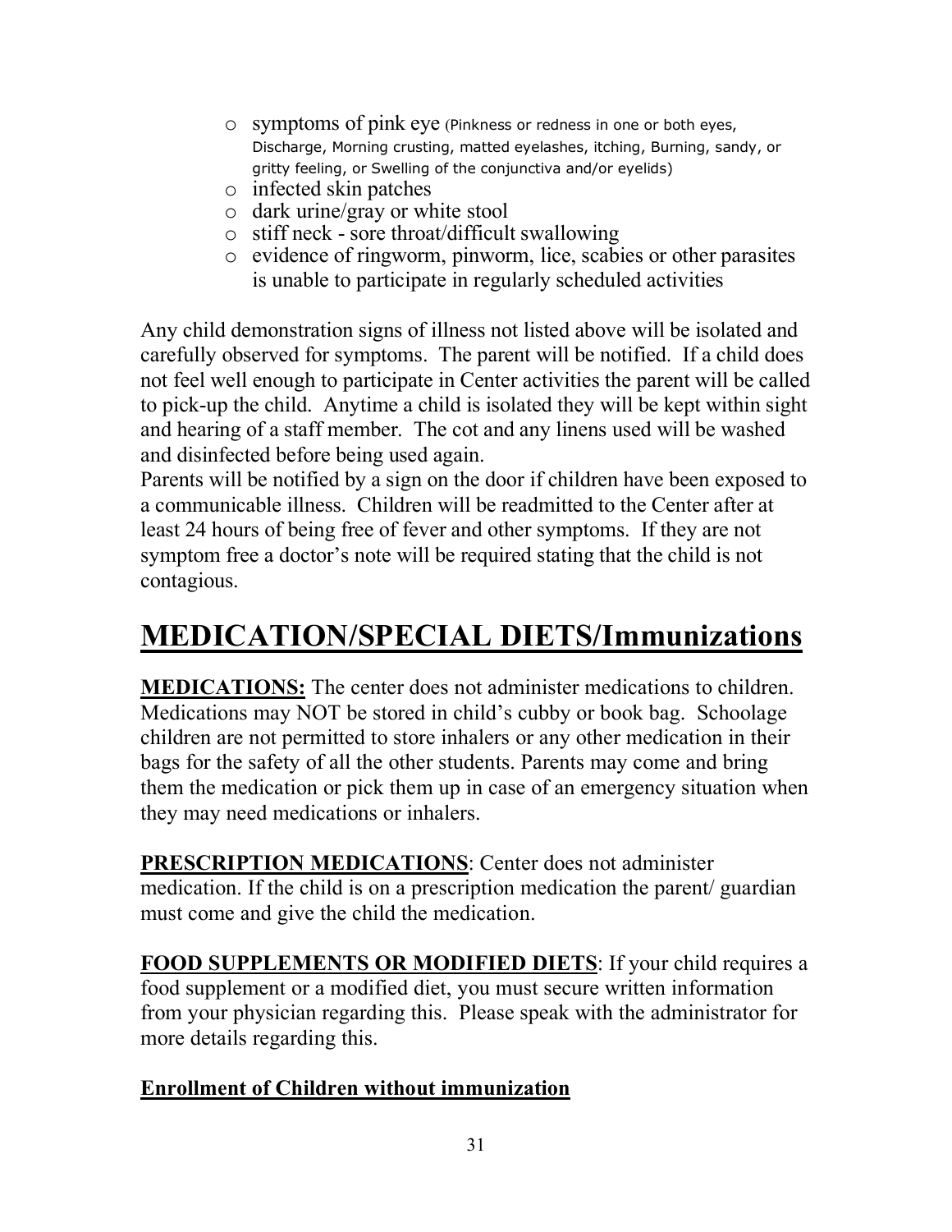- symptoms of pink eye (Pinkness or redness in one or both eyes, Discharge, Morning crusting, matted eyelashes, itching, Burning, sandy, or gritty feeling, or Swelling of the conjunctiva and/or eyelids)
- infected skin patches
- dark urine/gray or white stool
- stiff neck - sore throat/difficult swallowing
- evidence of ringworm, pinworm, lice, scabies or other parasites is unable to participate in regularly scheduled activities

Any child demonstration signs of illness not listed above will be isolated and carefully observed for symptoms. The parent will be notified. If a child does not feel well enough to participate in Center activities the parent will be called to pick-up the child. Anytime a child is isolated they will be kept within sight and hearing of a staff member. The cot and any linens used will be washed and disinfected before being used again.
Parents will be notified by a sign on the door if children have been exposed to a communicable illness. Children will be readmitted to the Center after at least 24 hours of being free of fever and other symptoms. If they are not symptom free a doctor's note will be required stating that the child is not contagious.

# MEDICATION/SPECIAL DIETS/Immunizations

**MEDICATIONS:** The center does not administer medications to children. Medications may NOT be stored in child's cubby or book bag. Schoolage children are not permitted to store inhalers or any other medication in their bags for the safety of all the other students. Parents may come and bring them the medication or pick them up in case of an emergency situation when they may need medications or inhalers.

**PRESCRIPTION MEDICATIONS**: Center does not administer medication. If the child is on a prescription medication the parent/ guardian must come and give the child the medication.

**FOOD SUPPLEMENTS OR MODIFIED DIETS**: If your child requires a food supplement or a modified diet, you must secure written information from your physician regarding this. Please speak with the administrator for more details regarding this.

**Enrollment of Children without immunization**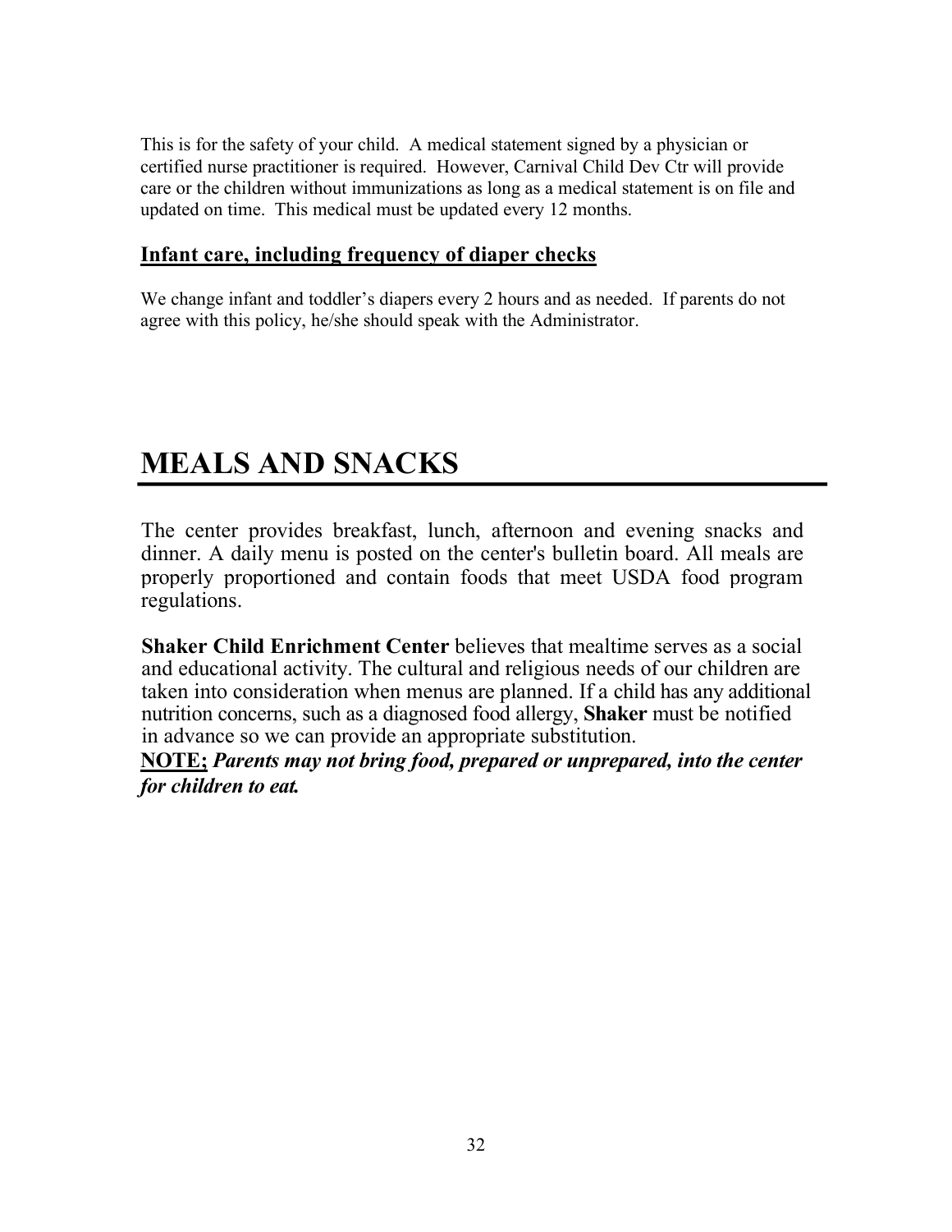This is for the safety of your child. A medical statement signed by a physician or certified nurse practitioner is required. However, Carnival Child Dev Ctr will provide care or the children without immunizations as long as a medical statement is on file and updated on time. This medical must be updated every 12 months.

### Infant care, including frequency of diaper checks

We change infant and toddler's diapers every 2 hours and as needed. If parents do not agree with this policy, he/she should speak with the Administrator.

# MEALS AND SNACKS

The center provides breakfast, lunch, afternoon and evening snacks and dinner. A daily menu is posted on the center's bulletin board. All meals are properly proportioned and contain foods that meet USDA food program regulations.

**Shaker Child Enrichment Center** believes that mealtime serves as a social and educational activity. The cultural and religious needs of our children are taken into consideration when menus are planned. If a child has any additional nutrition concerns, such as a diagnosed food allergy, **Shaker** must be notified in advance so we can provide an appropriate substitution.

**NOTE;** ***Parents may not bring food, prepared or unprepared, into the center for children to eat.***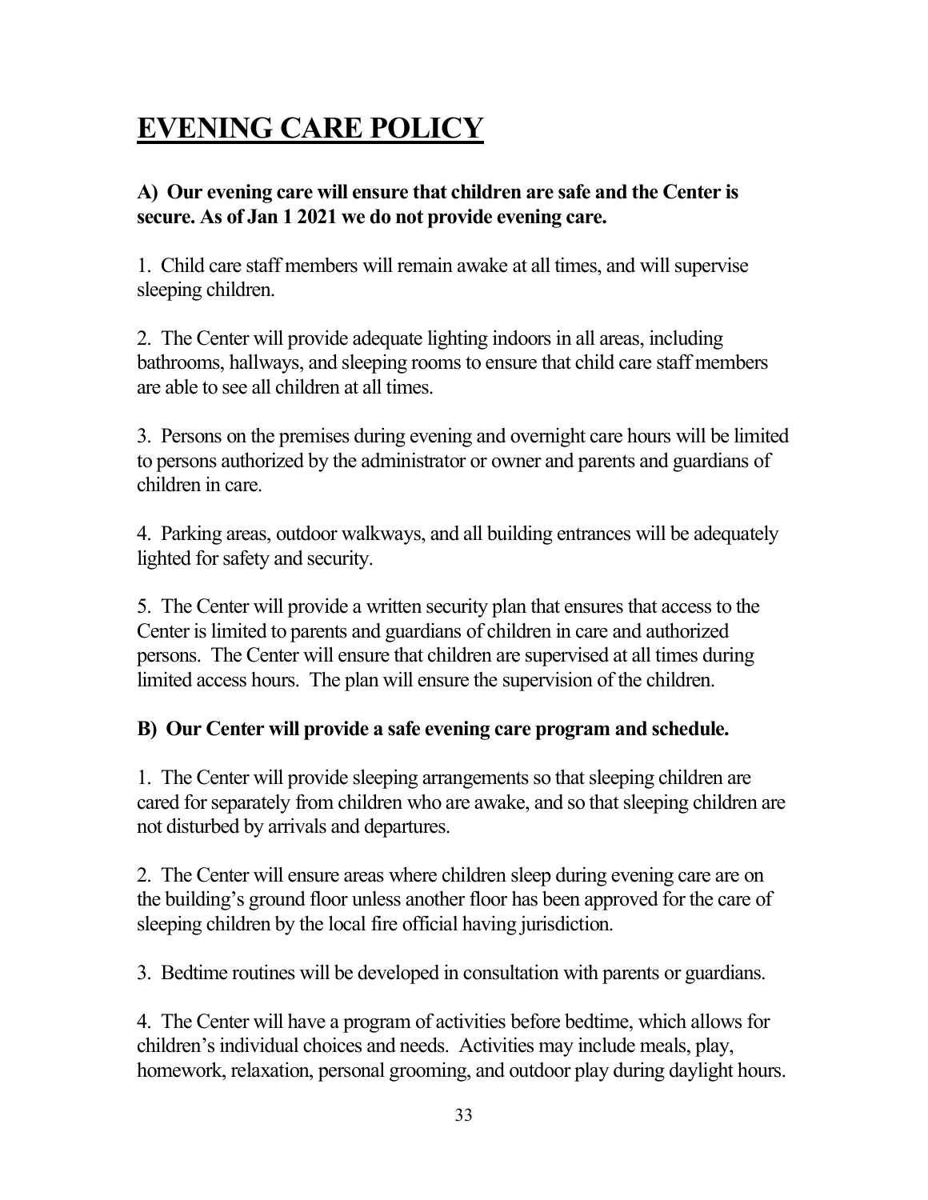# EVENING CARE POLICY

**A) Our evening care will ensure that children are safe and the Center is secure. As of Jan 1 2021 we do not provide evening care.**

1. Child care staff members will remain awake at all times, and will supervise sleeping children.

2. The Center will provide adequate lighting indoors in all areas, including bathrooms, hallways, and sleeping rooms to ensure that child care staff members are able to see all children at all times.

3. Persons on the premises during evening and overnight care hours will be limited to persons authorized by the administrator or owner and parents and guardians of children in care.

4. Parking areas, outdoor walkways, and all building entrances will be adequately lighted for safety and security.

5. The Center will provide a written security plan that ensures that access to the Center is limited to parents and guardians of children in care and authorized persons. The Center will ensure that children are supervised at all times during limited access hours. The plan will ensure the supervision of the children.

**B) Our Center will provide a safe evening care program and schedule.**

1. The Center will provide sleeping arrangements so that sleeping children are cared for separately from children who are awake, and so that sleeping children are not disturbed by arrivals and departures.

2. The Center will ensure areas where children sleep during evening care are on the building's ground floor unless another floor has been approved for the care of sleeping children by the local fire official having jurisdiction.

3. Bedtime routines will be developed in consultation with parents or guardians.

4. The Center will have a program of activities before bedtime, which allows for children's individual choices and needs. Activities may include meals, play, homework, relaxation, personal grooming, and outdoor play during daylight hours.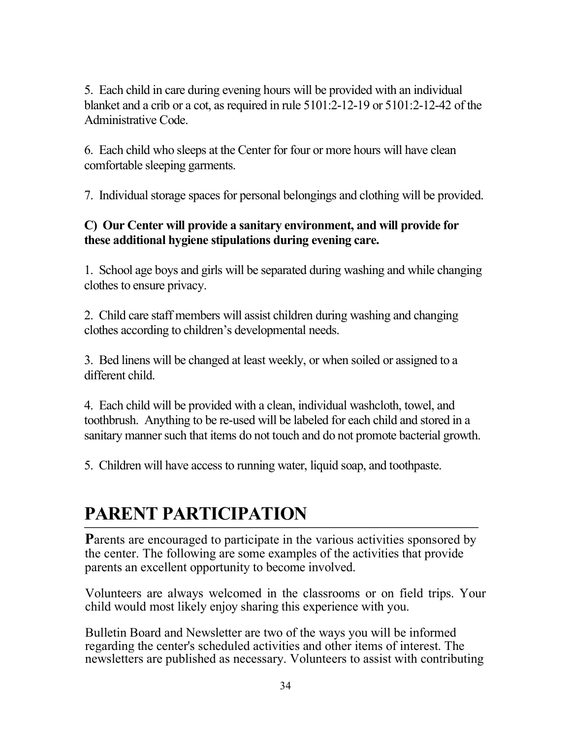5. Each child in care during evening hours will be provided with an individual blanket and a crib or a cot, as required in rule 5101:2-12-19 or 5101:2-12-42 of the Administrative Code.

6. Each child who sleeps at the Center for four or more hours will have clean comfortable sleeping garments.

7. Individual storage spaces for personal belongings and clothing will be provided.

**C) Our Center will provide a sanitary environment, and will provide for these additional hygiene stipulations during evening care.**

1. School age boys and girls will be separated during washing and while changing clothes to ensure privacy.

2. Child care staff members will assist children during washing and changing clothes according to children's developmental needs.

3. Bed linens will be changed at least weekly, or when soiled or assigned to a different child.

4. Each child will be provided with a clean, individual washcloth, towel, and toothbrush. Anything to be re-used will be labeled for each child and stored in a sanitary manner such that items do not touch and do not promote bacterial growth.

5. Children will have access to running water, liquid soap, and toothpaste.

# PARENT PARTICIPATION

**P**arents are encouraged to participate in the various activities sponsored by the center. The following are some examples of the activities that provide parents an excellent opportunity to become involved.

Volunteers are always welcomed in the classrooms or on field trips. Your child would most likely enjoy sharing this experience with you.

Bulletin Board and Newsletter are two of the ways you will be informed regarding the center's scheduled activities and other items of interest. The newsletters are published as necessary. Volunteers to assist with contributing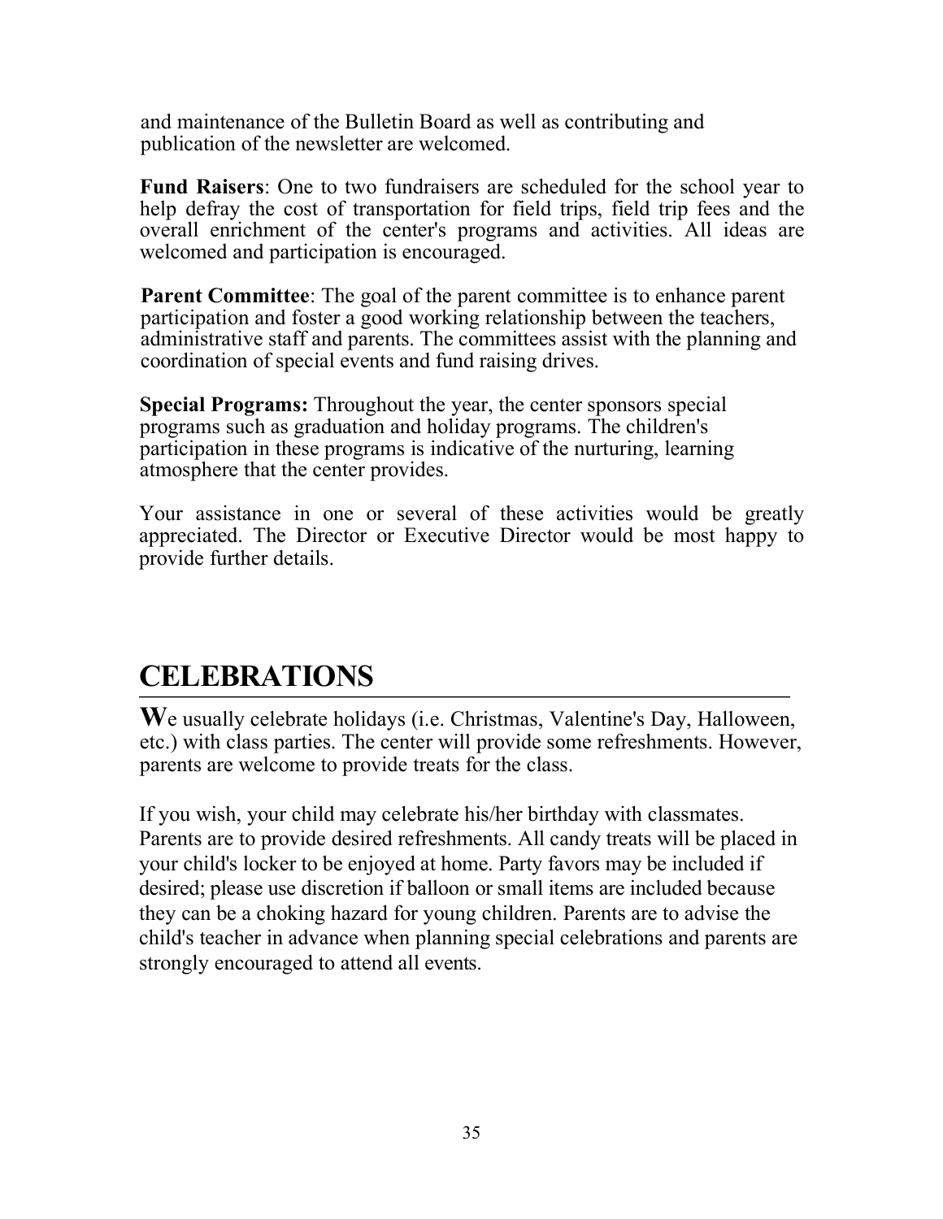and maintenance of the Bulletin Board as well as contributing and publication of the newsletter are welcomed.

**Fund Raisers**: One to two fundraisers are scheduled for the school year to help defray the cost of transportation for field trips, field trip fees and the overall enrichment of the center's programs and activities. All ideas are welcomed and participation is encouraged.

**Parent Committee**: The goal of the parent committee is to enhance parent participation and foster a good working relationship between the teachers, administrative staff and parents. The committees assist with the planning and coordination of special events and fund raising drives.

**Special Programs:** Throughout the year, the center sponsors special programs such as graduation and holiday programs. The children's participation in these programs is indicative of the nurturing, learning atmosphere that the center provides.

Your assistance in one or several of these activities would be greatly appreciated. The Director or Executive Director would be most happy to provide further details.

# CELEBRATIONS

We usually celebrate holidays (i.e. Christmas, Valentine's Day, Halloween, etc.) with class parties. The center will provide some refreshments. However, parents are welcome to provide treats for the class.

If you wish, your child may celebrate his/her birthday with classmates. Parents are to provide desired refreshments. All candy treats will be placed in your child's locker to be enjoyed at home. Party favors may be included if desired; please use discretion if balloon or small items are included because they can be a choking hazard for young children. Parents are to advise the child's teacher in advance when planning special celebrations and parents are strongly encouraged to attend all events.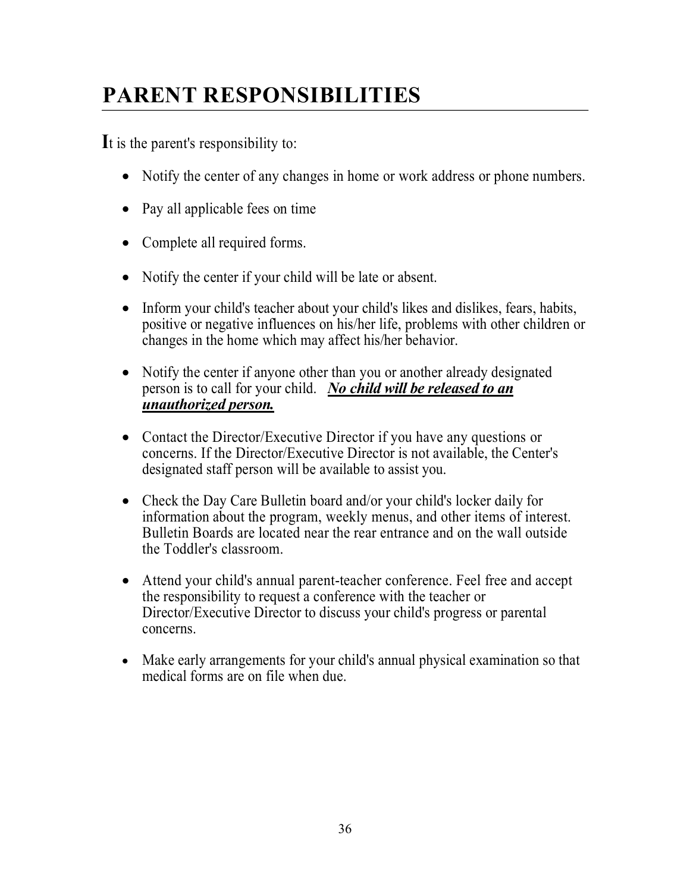# PARENT RESPONSIBILITIES

It is the parent's responsibility to:

- Notify the center of any changes in home or work address or phone numbers.
- Pay all applicable fees on time
- Complete all required forms.
- Notify the center if your child will be late or absent.
- Inform your child's teacher about your child's likes and dislikes, fears, habits, positive or negative influences on his/her life, problems with other children or changes in the home which may affect his/her behavior.
- Notify the center if anyone other than you or another already designated person is to call for your child. ***<u>No child will be released to an unauthorized person.</u>***
- Contact the Director/Executive Director if you have any questions or concerns. If the Director/Executive Director is not available, the Center's designated staff person will be available to assist you.
- Check the Day Care Bulletin board and/or your child's locker daily for information about the program, weekly menus, and other items of interest. Bulletin Boards are located near the rear entrance and on the wall outside the Toddler's classroom.
- Attend your child's annual parent-teacher conference. Feel free and accept the responsibility to request a conference with the teacher or Director/Executive Director to discuss your child's progress or parental concerns.
- Make early arrangements for your child's annual physical examination so that medical forms are on file when due.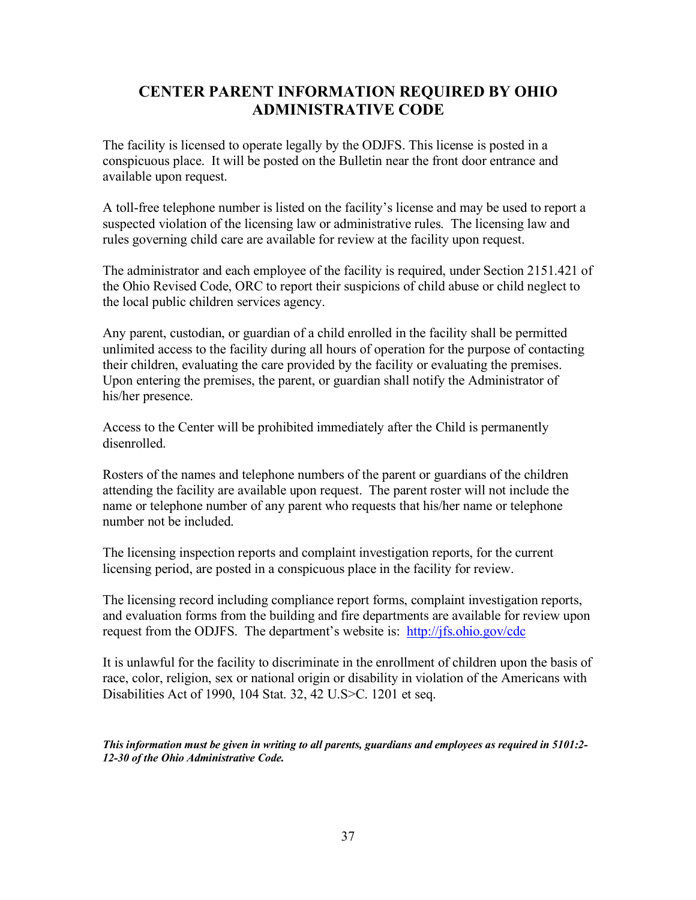# CENTER PARENT INFORMATION REQUIRED BY OHIO ADMINISTRATIVE CODE

The facility is licensed to operate legally by the ODJFS. This license is posted in a conspicuous place. It will be posted on the Bulletin near the front door entrance and available upon request.

A toll-free telephone number is listed on the facility's license and may be used to report a suspected violation of the licensing law or administrative rules. The licensing law and rules governing child care are available for review at the facility upon request.

The administrator and each employee of the facility is required, under Section 2151.421 of the Ohio Revised Code, ORC to report their suspicions of child abuse or child neglect to the local public children services agency.

Any parent, custodian, or guardian of a child enrolled in the facility shall be permitted unlimited access to the facility during all hours of operation for the purpose of contacting their children, evaluating the care provided by the facility or evaluating the premises. Upon entering the premises, the parent, or guardian shall notify the Administrator of his/her presence.

Access to the Center will be prohibited immediately after the Child is permanently disenrolled.

Rosters of the names and telephone numbers of the parent or guardians of the children attending the facility are available upon request. The parent roster will not include the name or telephone number of any parent who requests that his/her name or telephone number not be included.

The licensing inspection reports and complaint investigation reports, for the current licensing period, are posted in a conspicuous place in the facility for review.

The licensing record including compliance report forms, complaint investigation reports, and evaluation forms from the building and fire departments are available for review upon request from the ODJFS. The department's website is: [http://jfs.ohio.gov/cdc](http://jfs.ohio.gov/cdc)

It is unlawful for the facility to discriminate in the enrollment of children upon the basis of race, color, religion, sex or national origin or disability in violation of the Americans with Disabilities Act of 1990, 104 Stat. 32, 42 U.S>C. 1201 et seq.

***This information must be given in writing to all parents, guardians and employees as required in 5101:2-12-30 of the Ohio Administrative Code.***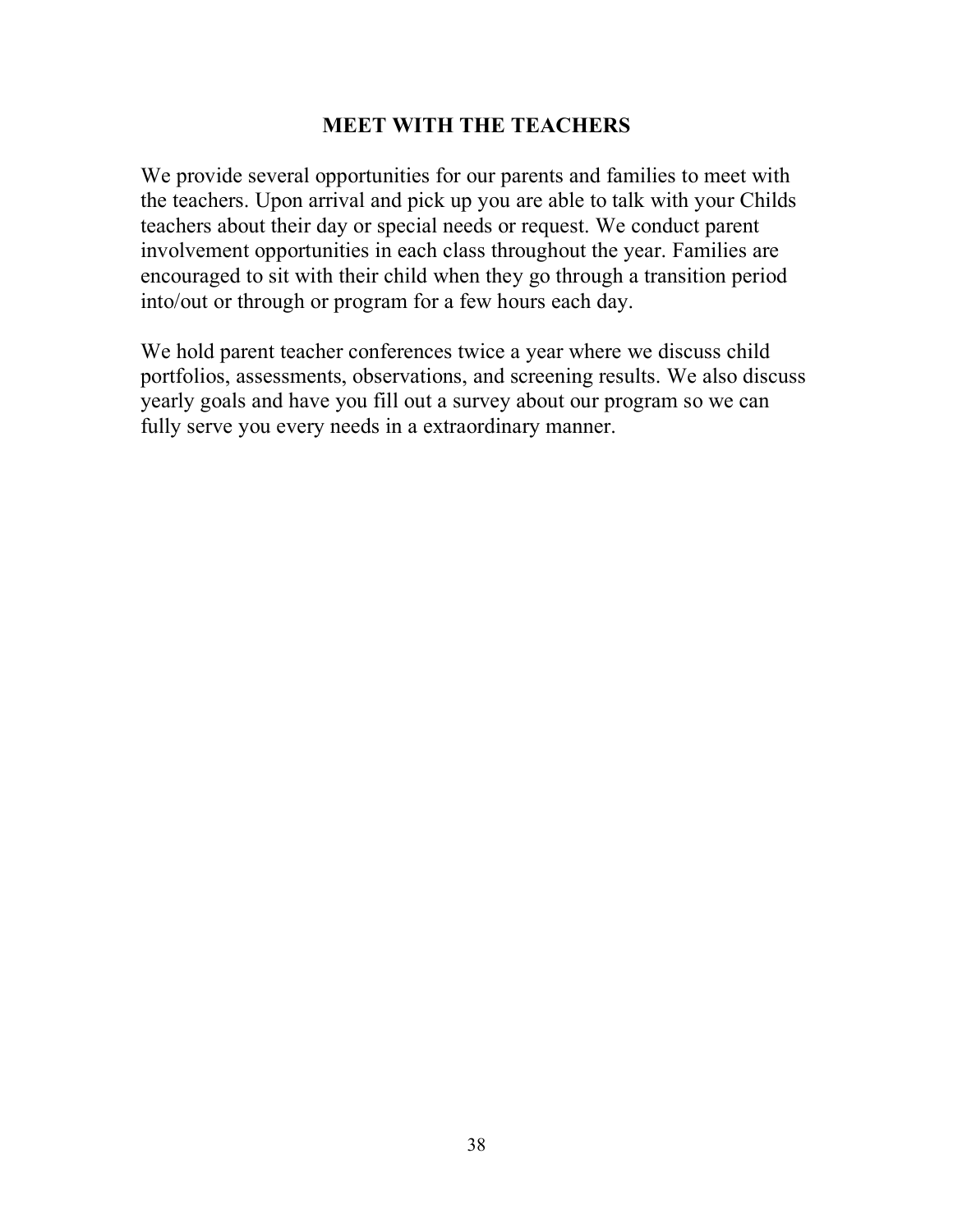## MEET WITH THE TEACHERS

We provide several opportunities for our parents and families to meet with the teachers. Upon arrival and pick up you are able to talk with your Childs teachers about their day or special needs or request. We conduct parent involvement opportunities in each class throughout the year. Families are encouraged to sit with their child when they go through a transition period into/out or through or program for a few hours each day.

We hold parent teacher conferences twice a year where we discuss child portfolios, assessments, observations, and screening results. We also discuss yearly goals and have you fill out a survey about our program so we can fully serve you every needs in a extraordinary manner.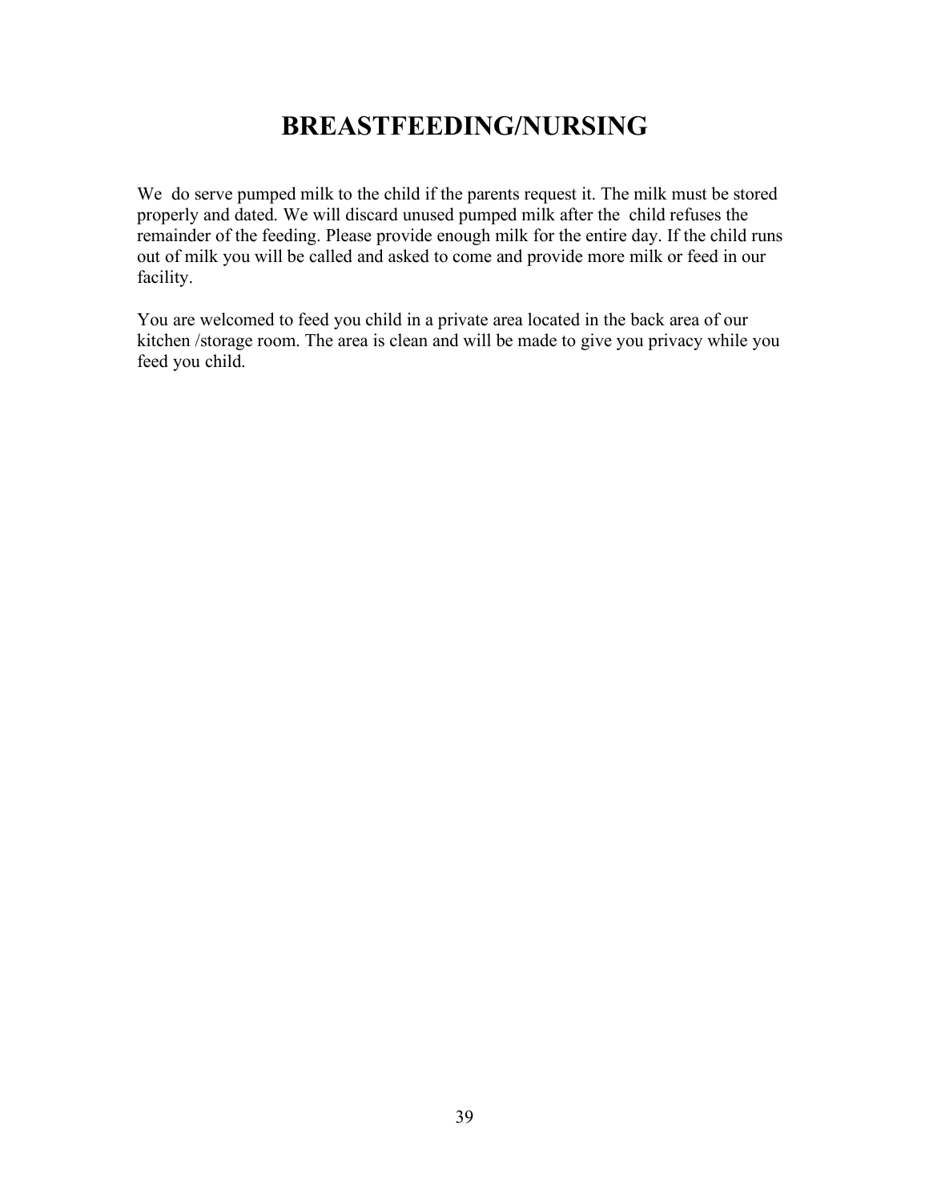# BREASTFEEDING/NURSING

We do serve pumped milk to the child if the parents request it. The milk must be stored properly and dated. We will discard unused pumped milk after the child refuses the remainder of the feeding. Please provide enough milk for the entire day. If the child runs out of milk you will be called and asked to come and provide more milk or feed in our facility.

You are welcomed to feed you child in a private area located in the back area of our kitchen /storage room. The area is clean and will be made to give you privacy while you feed you child.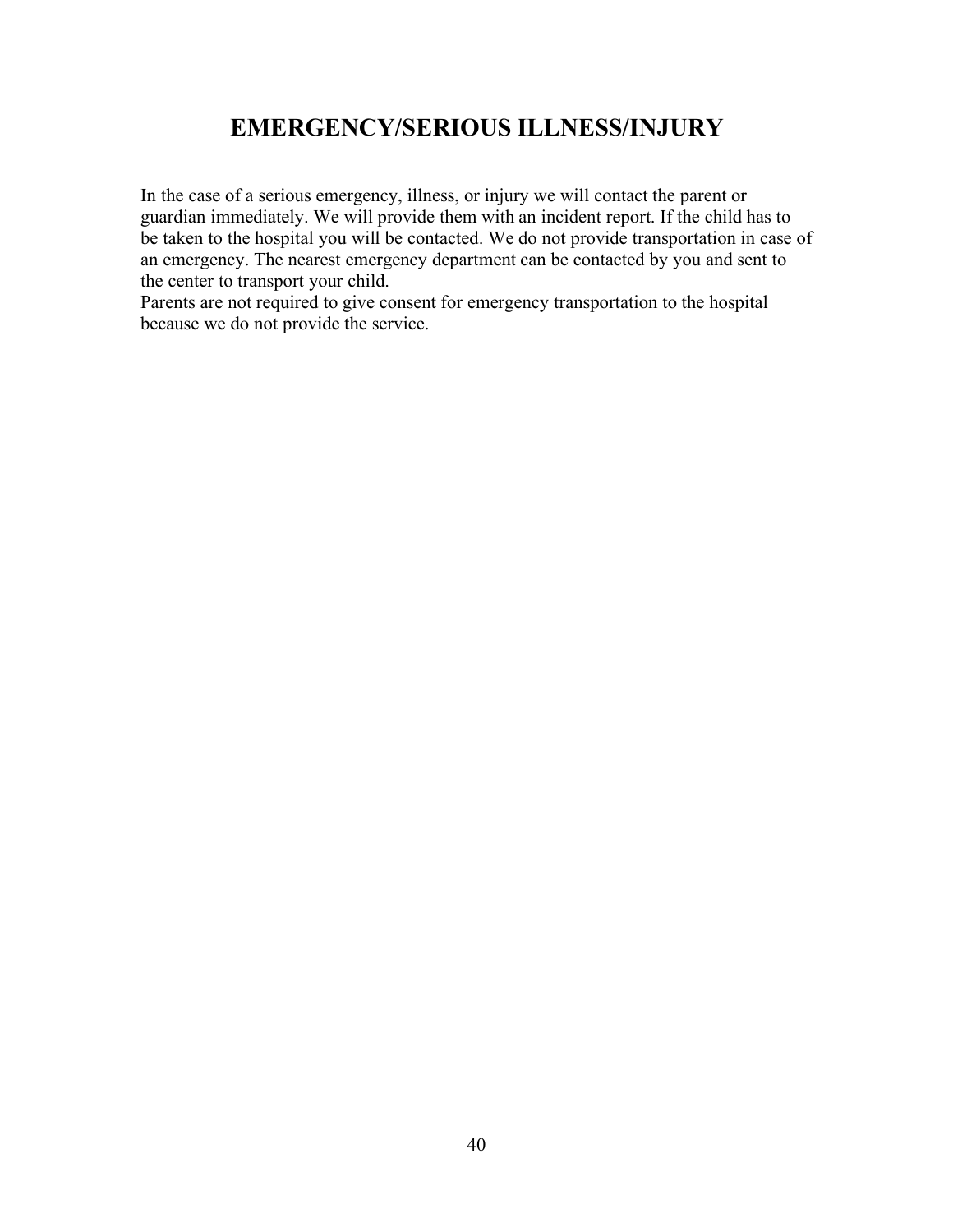# EMERGENCY/SERIOUS ILLNESS/INJURY

In the case of a serious emergency, illness, or injury we will contact the parent or guardian immediately. We will provide them with an incident report. If the child has to be taken to the hospital you will be contacted. We do not provide transportation in case of an emergency. The nearest emergency department can be contacted by you and sent to the center to transport your child.
Parents are not required to give consent for emergency transportation to the hospital because we do not provide the service.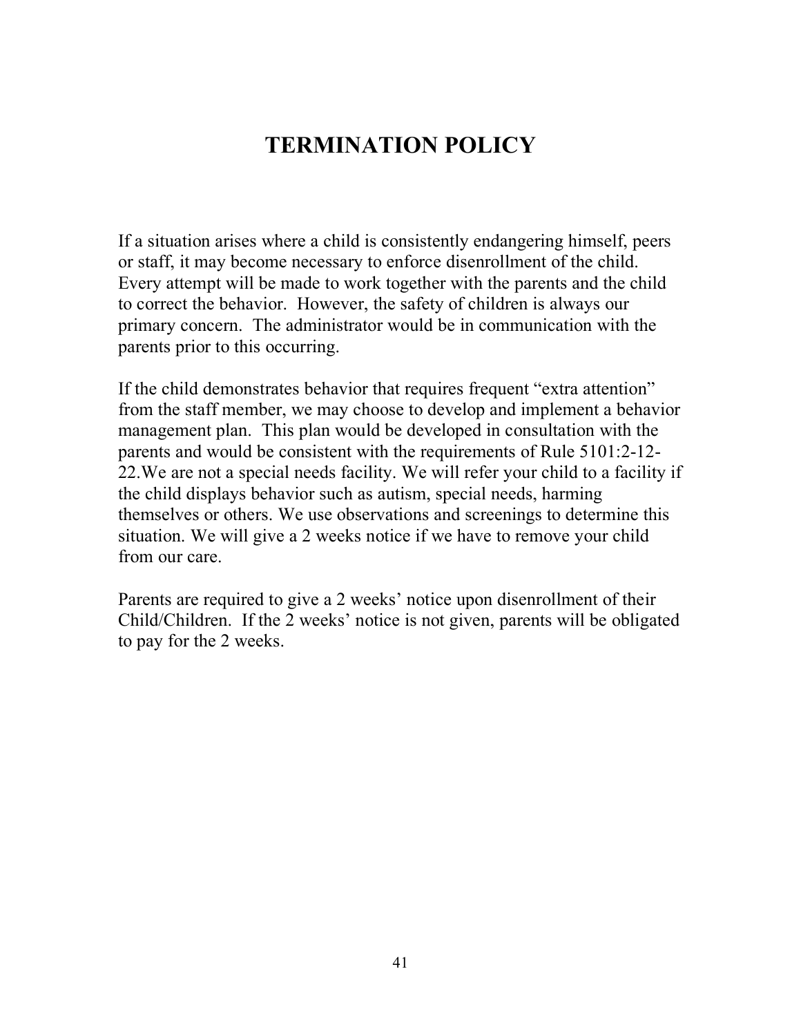# TERMINATION POLICY

If a situation arises where a child is consistently endangering himself, peers or staff, it may become necessary to enforce disenrollment of the child. Every attempt will be made to work together with the parents and the child to correct the behavior. However, the safety of children is always our primary concern. The administrator would be in communication with the parents prior to this occurring.

If the child demonstrates behavior that requires frequent "extra attention" from the staff member, we may choose to develop and implement a behavior management plan. This plan would be developed in consultation with the parents and would be consistent with the requirements of Rule 5101:2-12-22.We are not a special needs facility. We will refer your child to a facility if the child displays behavior such as autism, special needs, harming themselves or others. We use observations and screenings to determine this situation. We will give a 2 weeks notice if we have to remove your child from our care.

Parents are required to give a 2 weeks' notice upon disenrollment of their Child/Children. If the 2 weeks' notice is not given, parents will be obligated to pay for the 2 weeks.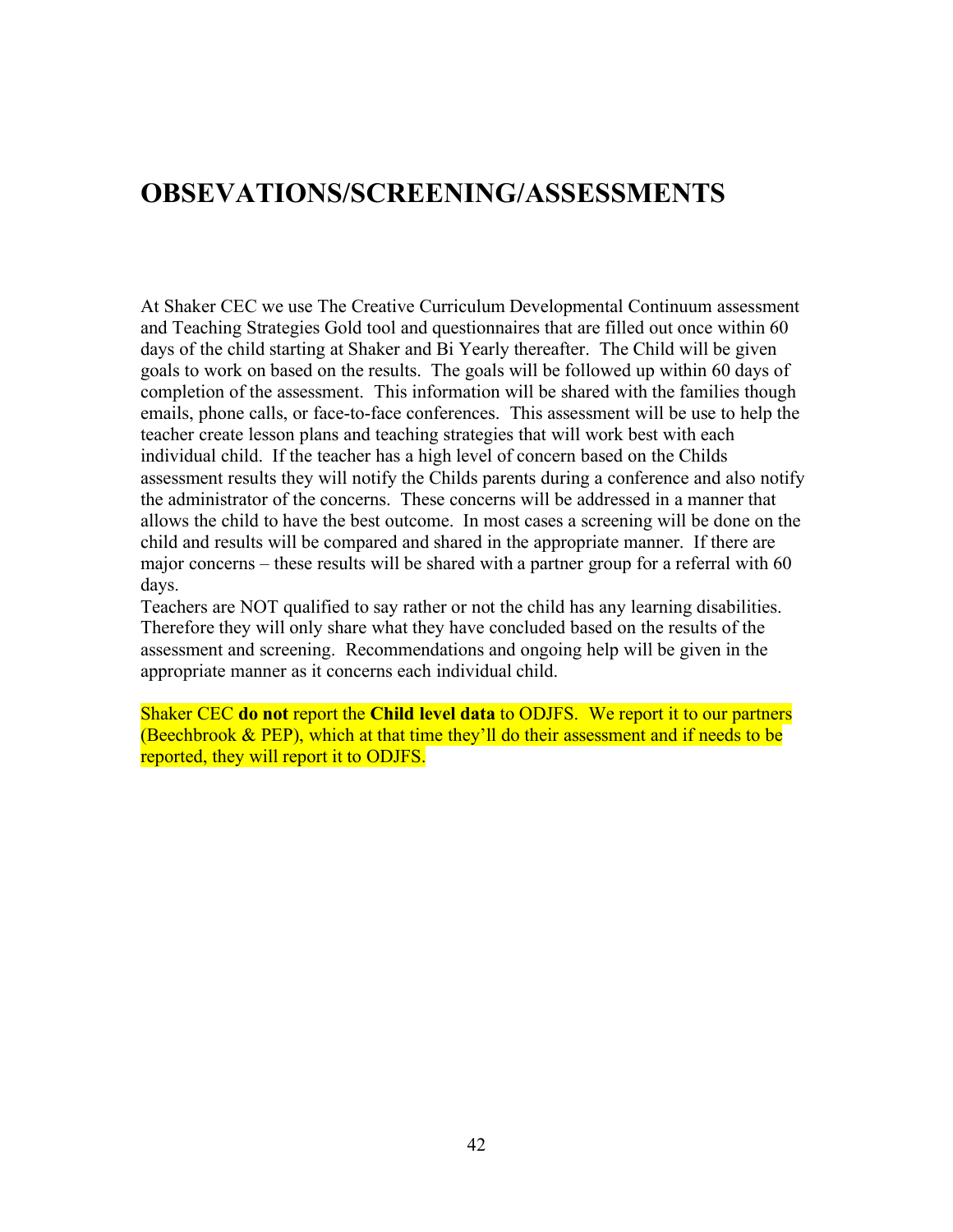# OBSEVATIONS/SCREENING/ASSESSMENTS

At Shaker CEC we use The Creative Curriculum Developmental Continuum assessment and Teaching Strategies Gold tool and questionnaires that are filled out once within 60 days of the child starting at Shaker and Bi Yearly thereafter. The Child will be given goals to work on based on the results. The goals will be followed up within 60 days of completion of the assessment. This information will be shared with the families though emails, phone calls, or face-to-face conferences. This assessment will be use to help the teacher create lesson plans and teaching strategies that will work best with each individual child. If the teacher has a high level of concern based on the Childs assessment results they will notify the Childs parents during a conference and also notify the administrator of the concerns. These concerns will be addressed in a manner that allows the child to have the best outcome. In most cases a screening will be done on the child and results will be compared and shared in the appropriate manner. If there are major concerns – these results will be shared with a partner group for a referral with 60 days.

Teachers are NOT qualified to say rather or not the child has any learning disabilities. Therefore they will only share what they have concluded based on the results of the assessment and screening. Recommendations and ongoing help will be given in the appropriate manner as it concerns each individual child.

Shaker CEC **do not** report the **Child level data** to ODJFS. We report it to our partners (Beechbrook & PEP), which at that time they'll do their assessment and if needs to be reported, they will report it to ODJFS.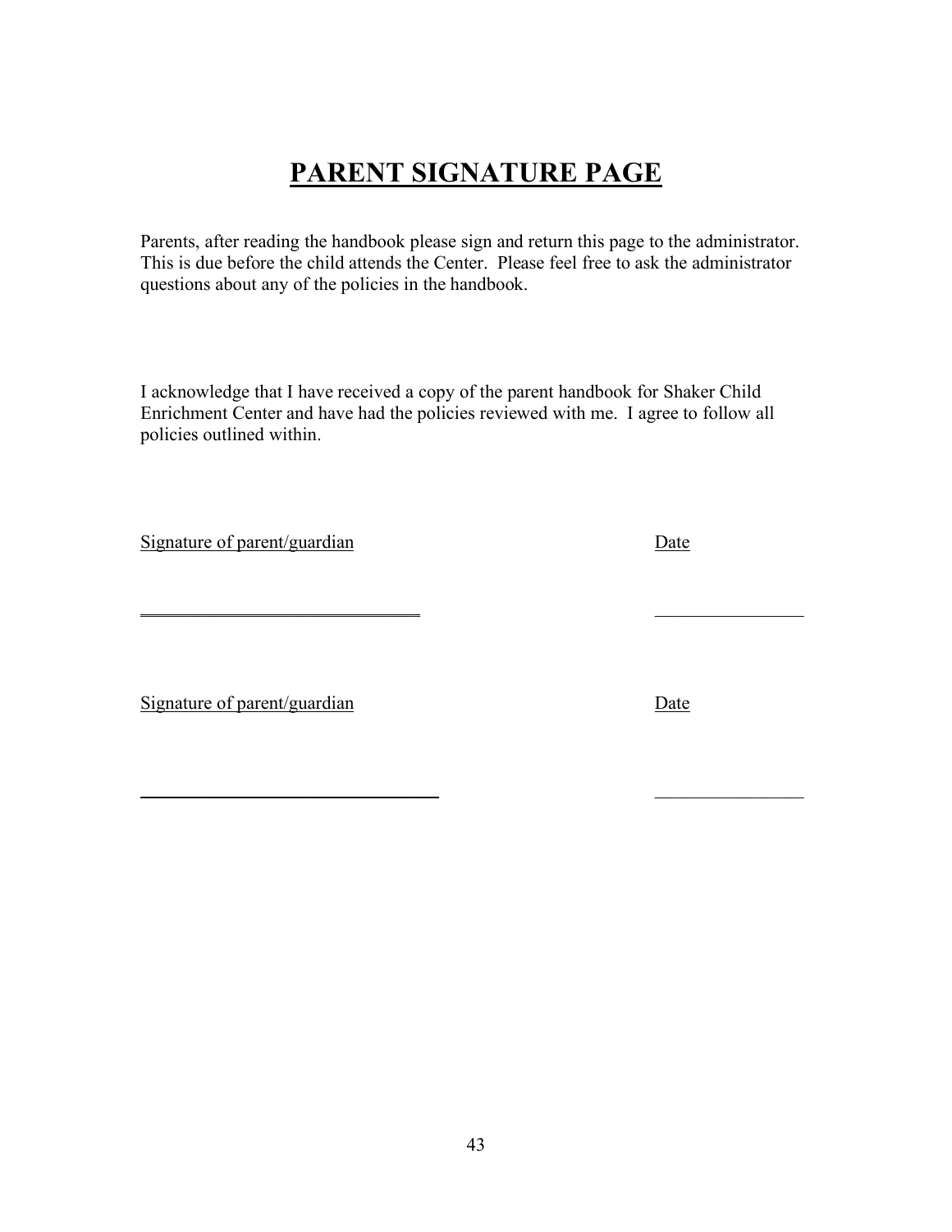# PARENT SIGNATURE PAGE

Parents, after reading the handbook please sign and return this page to the administrator. This is due before the child attends the Center. Please feel free to ask the administrator questions about any of the policies in the handbook.

I acknowledge that I have received a copy of the parent handbook for Shaker Child Enrichment Center and have had the policies reviewed with me. I agree to follow all policies outlined within.

Signature of parent/guardian Date

_______________________________ _______________

Signature of parent/guardian Date

_______________________________ _______________